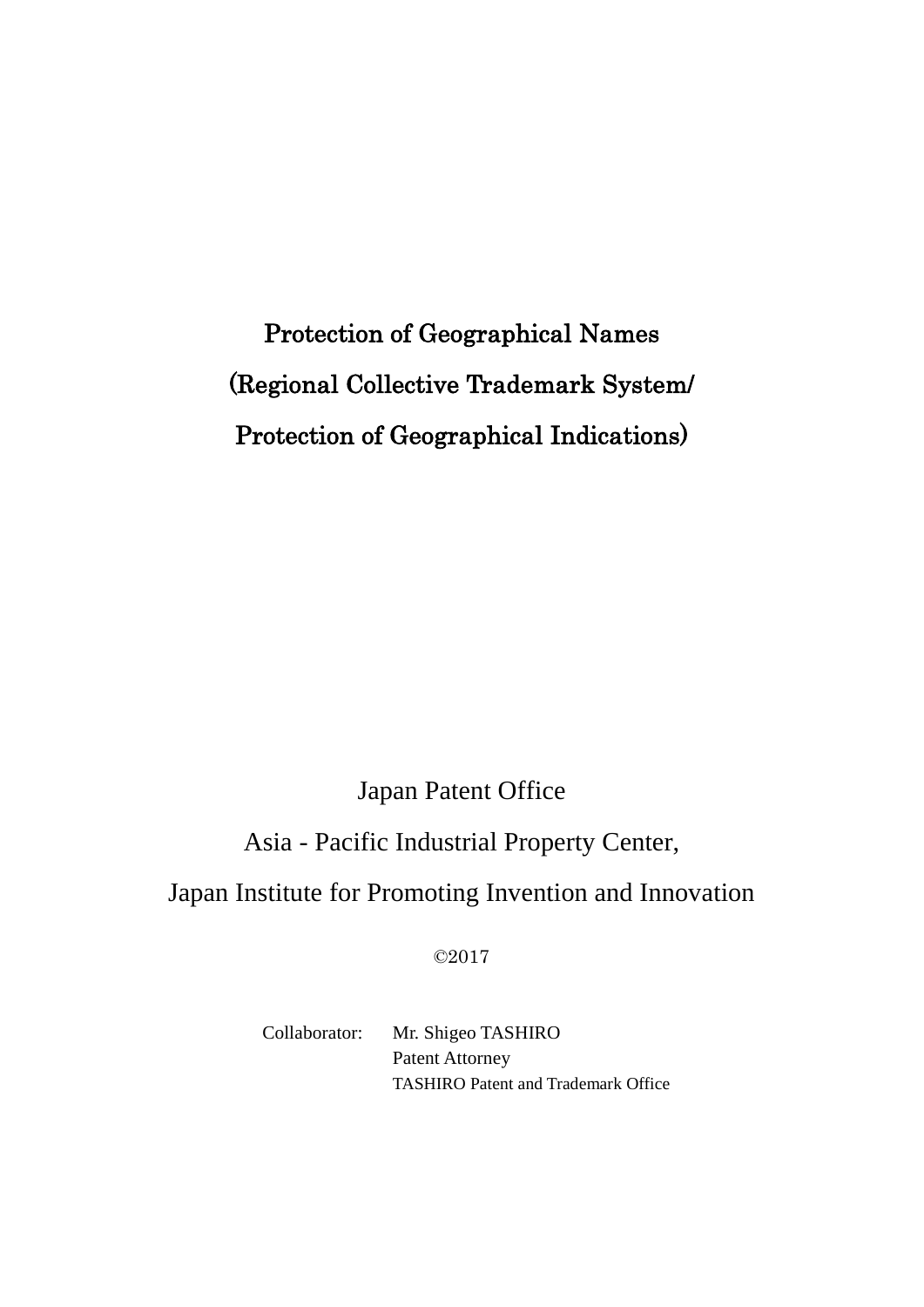# Protection of Geographical Names
# (Regional Collective Trademark System/
# Protection of Geographical Indications)

Japan Patent Office

Asia - Pacific Industrial Property Center,

Japan Institute for Promoting Invention and Innovation

©2017

Collaborator: Mr. Shigeo TASHIRO
Patent Attorney
TASHIRO Patent and Trademark Office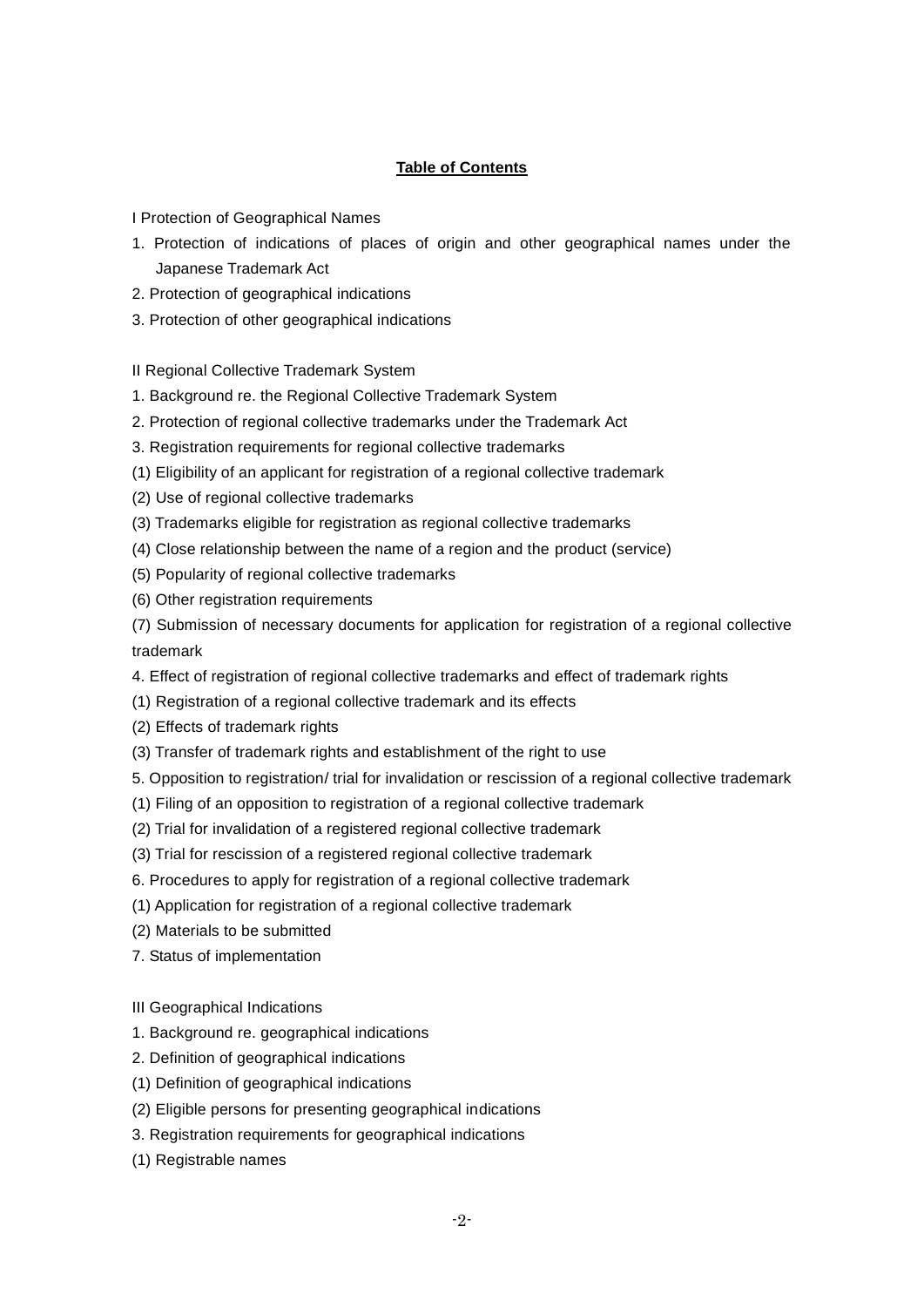**Table of Contents**

I Protection of Geographical Names

1. Protection of indications of places of origin and other geographical names under the Japanese Trademark Act
2. Protection of geographical indications
3. Protection of other geographical indications

II Regional Collective Trademark System

1. Background re. the Regional Collective Trademark System
2. Protection of regional collective trademarks under the Trademark Act
3. Registration requirements for regional collective trademarks

(1) Eligibility of an applicant for registration of a regional collective trademark

(2) Use of regional collective trademarks

(3) Trademarks eligible for registration as regional collective trademarks

(4) Close relationship between the name of a region and the product (service)

(5) Popularity of regional collective trademarks

(6) Other registration requirements

(7) Submission of necessary documents for application for registration of a regional collective trademark

4. Effect of registration of regional collective trademarks and effect of trademark rights

(1) Registration of a regional collective trademark and its effects

(2) Effects of trademark rights

(3) Transfer of trademark rights and establishment of the right to use

5. Opposition to registration/ trial for invalidation or rescission of a regional collective trademark

(1) Filing of an opposition to registration of a regional collective trademark

(2) Trial for invalidation of a registered regional collective trademark

(3) Trial for rescission of a registered regional collective trademark

6. Procedures to apply for registration of a regional collective trademark

(1) Application for registration of a regional collective trademark

(2) Materials to be submitted

7. Status of implementation

III Geographical Indications

1. Background re. geographical indications
2. Definition of geographical indications

(1) Definition of geographical indications

(2) Eligible persons for presenting geographical indications

3. Registration requirements for geographical indications

(1) Registrable names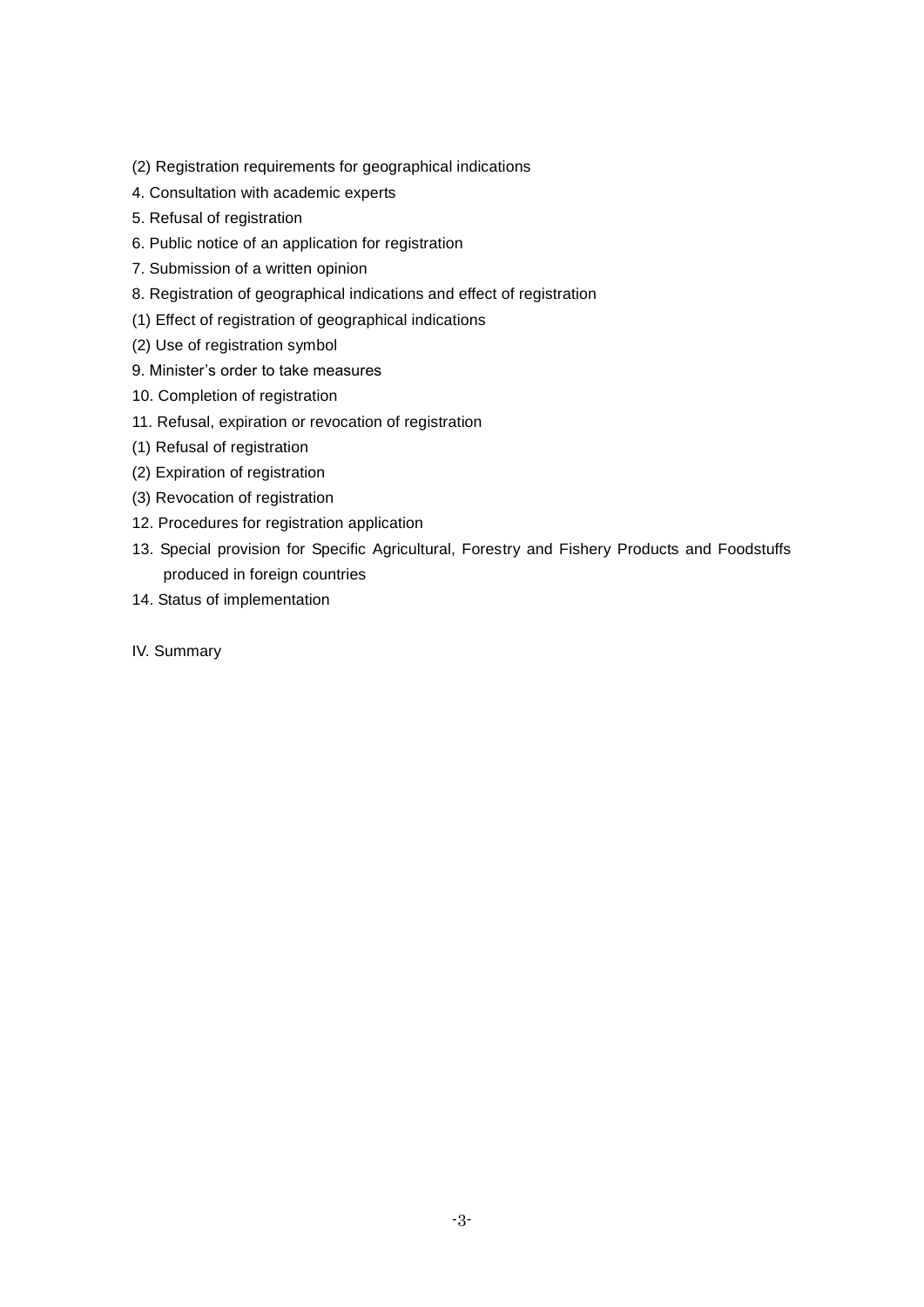(2) Registration requirements for geographical indications

4. Consultation with academic experts

5. Refusal of registration

6. Public notice of an application for registration

7. Submission of a written opinion

8. Registration of geographical indications and effect of registration

(1) Effect of registration of geographical indications

(2) Use of registration symbol

9. Minister's order to take measures

10. Completion of registration

11. Refusal, expiration or revocation of registration

(1) Refusal of registration

(2) Expiration of registration

(3) Revocation of registration

12. Procedures for registration application

13. Special provision for Specific Agricultural, Forestry and Fishery Products and Foodstuffs produced in foreign countries

14. Status of implementation

IV. Summary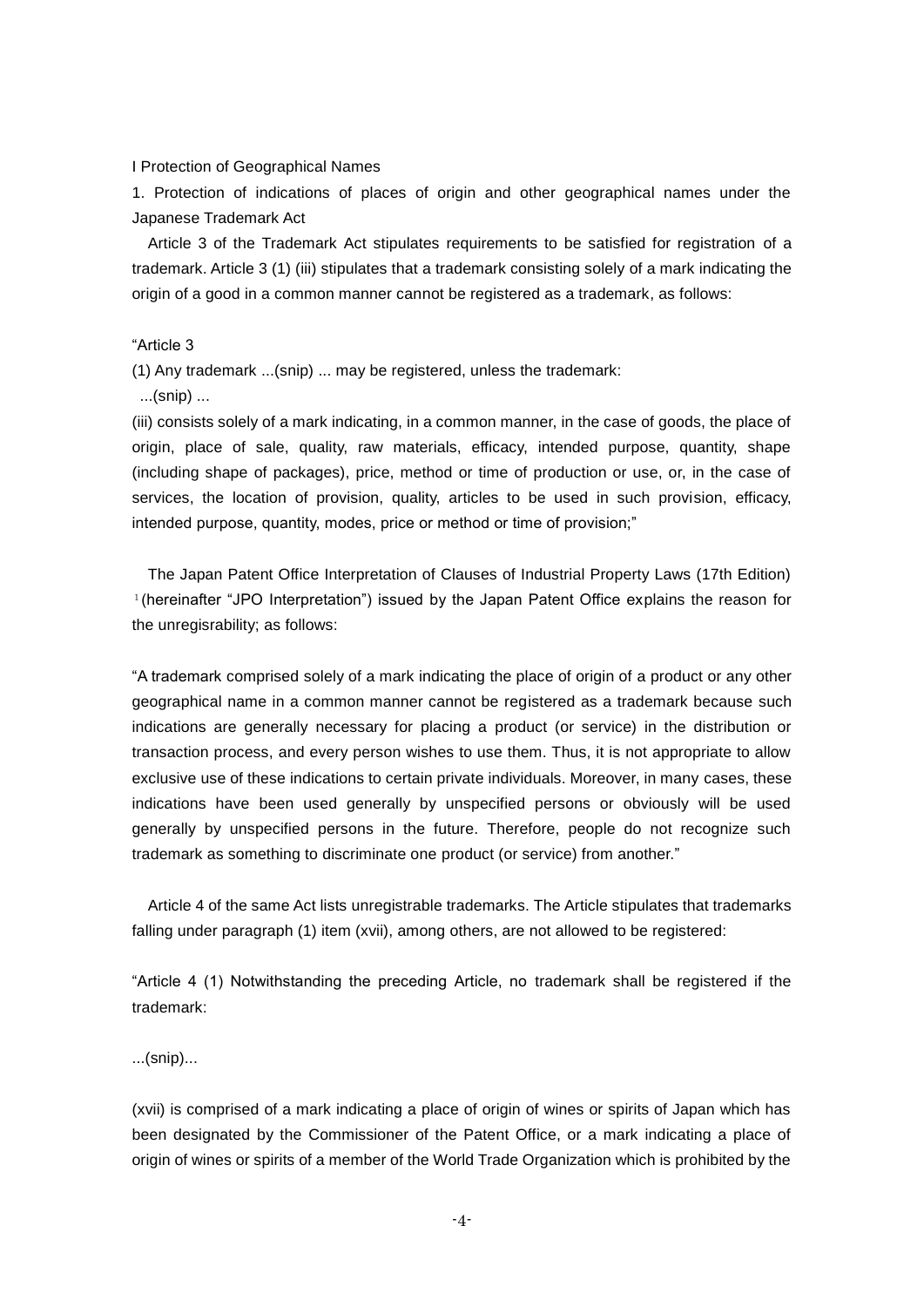# I Protection of Geographical Names

## 1. Protection of indications of places of origin and other geographical names under the Japanese Trademark Act

Article 3 of the Trademark Act stipulates requirements to be satisfied for registration of a trademark. Article 3 (1) (iii) stipulates that a trademark consisting solely of a mark indicating the origin of a good in a common manner cannot be registered as a trademark, as follows:

"Article 3

(1) Any trademark ...(snip) ... may be registered, unless the trademark:

...(snip) ...

(iii) consists solely of a mark indicating, in a common manner, in the case of goods, the place of origin, place of sale, quality, raw materials, efficacy, intended purpose, quantity, shape (including shape of packages), price, method or time of production or use, or, in the case of services, the location of provision, quality, articles to be used in such provision, efficacy, intended purpose, quantity, modes, price or method or time of provision;"

The Japan Patent Office Interpretation of Clauses of Industrial Property Laws (17th Edition) [1] (hereinafter "JPO Interpretation") issued by the Japan Patent Office explains the reason for the unregisrability; as follows:

"A trademark comprised solely of a mark indicating the place of origin of a product or any other geographical name in a common manner cannot be registered as a trademark because such indications are generally necessary for placing a product (or service) in the distribution or transaction process, and every person wishes to use them. Thus, it is not appropriate to allow exclusive use of these indications to certain private individuals. Moreover, in many cases, these indications have been used generally by unspecified persons or obviously will be used generally by unspecified persons in the future. Therefore, people do not recognize such trademark as something to discriminate one product (or service) from another."

Article 4 of the same Act lists unregistrable trademarks. The Article stipulates that trademarks falling under paragraph (1) item (xvii), among others, are not allowed to be registered:

"Article 4 (1) Notwithstanding the preceding Article, no trademark shall be registered if the trademark:

...(snip)...

(xvii) is comprised of a mark indicating a place of origin of wines or spirits of Japan which has been designated by the Commissioner of the Patent Office, or a mark indicating a place of origin of wines or spirits of a member of the World Trade Organization which is prohibited by the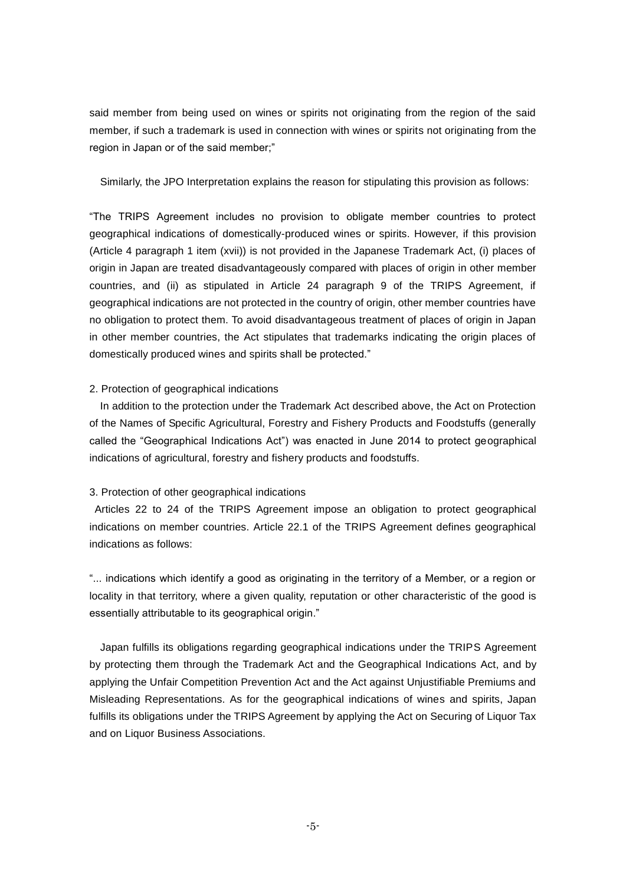said member from being used on wines or spirits not originating from the region of the said member, if such a trademark is used in connection with wines or spirits not originating from the region in Japan or of the said member;"

Similarly, the JPO Interpretation explains the reason for stipulating this provision as follows:

"The TRIPS Agreement includes no provision to obligate member countries to protect geographical indications of domestically-produced wines or spirits. However, if this provision (Article 4 paragraph 1 item (xvii)) is not provided in the Japanese Trademark Act, (i) places of origin in Japan are treated disadvantageously compared with places of origin in other member countries, and (ii) as stipulated in Article 24 paragraph 9 of the TRIPS Agreement, if geographical indications are not protected in the country of origin, other member countries have no obligation to protect them. To avoid disadvantageous treatment of places of origin in Japan in other member countries, the Act stipulates that trademarks indicating the origin places of domestically produced wines and spirits shall be protected."

2. Protection of geographical indications

In addition to the protection under the Trademark Act described above, the Act on Protection of the Names of Specific Agricultural, Forestry and Fishery Products and Foodstuffs (generally called the "Geographical Indications Act") was enacted in June 2014 to protect geographical indications of agricultural, forestry and fishery products and foodstuffs.

3. Protection of other geographical indications

Articles 22 to 24 of the TRIPS Agreement impose an obligation to protect geographical indications on member countries. Article 22.1 of the TRIPS Agreement defines geographical indications as follows:

"... indications which identify a good as originating in the territory of a Member, or a region or locality in that territory, where a given quality, reputation or other characteristic of the good is essentially attributable to its geographical origin."

Japan fulfills its obligations regarding geographical indications under the TRIPS Agreement by protecting them through the Trademark Act and the Geographical Indications Act, and by applying the Unfair Competition Prevention Act and the Act against Unjustifiable Premiums and Misleading Representations. As for the geographical indications of wines and spirits, Japan fulfills its obligations under the TRIPS Agreement by applying the Act on Securing of Liquor Tax and on Liquor Business Associations.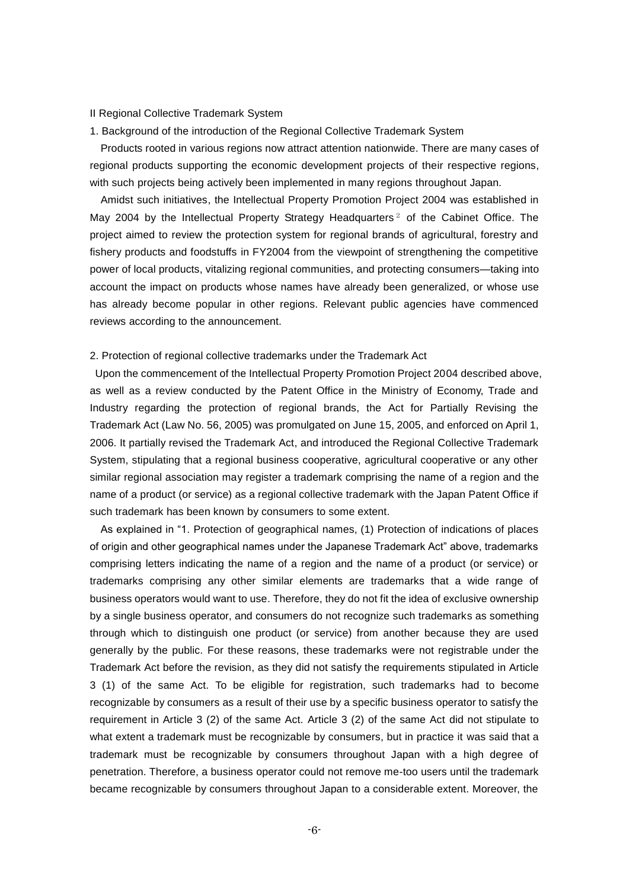## II Regional Collective Trademark System

### 1. Background of the introduction of the Regional Collective Trademark System

Products rooted in various regions now attract attention nationwide. There are many cases of regional products supporting the economic development projects of their respective regions, with such projects being actively been implemented in many regions throughout Japan.

Amidst such initiatives, the Intellectual Property Promotion Project 2004 was established in May 2004 by the Intellectual Property Strategy Headquarters[2] of the Cabinet Office. The project aimed to review the protection system for regional brands of agricultural, forestry and fishery products and foodstuffs in FY2004 from the viewpoint of strengthening the competitive power of local products, vitalizing regional communities, and protecting consumers—taking into account the impact on products whose names have already been generalized, or whose use has already become popular in other regions. Relevant public agencies have commenced reviews according to the announcement.

### 2. Protection of regional collective trademarks under the Trademark Act

Upon the commencement of the Intellectual Property Promotion Project 2004 described above, as well as a review conducted by the Patent Office in the Ministry of Economy, Trade and Industry regarding the protection of regional brands, the Act for Partially Revising the Trademark Act (Law No. 56, 2005) was promulgated on June 15, 2005, and enforced on April 1, 2006. It partially revised the Trademark Act, and introduced the Regional Collective Trademark System, stipulating that a regional business cooperative, agricultural cooperative or any other similar regional association may register a trademark comprising the name of a region and the name of a product (or service) as a regional collective trademark with the Japan Patent Office if such trademark has been known by consumers to some extent.

As explained in "1. Protection of geographical names, (1) Protection of indications of places of origin and other geographical names under the Japanese Trademark Act" above, trademarks comprising letters indicating the name of a region and the name of a product (or service) or trademarks comprising any other similar elements are trademarks that a wide range of business operators would want to use. Therefore, they do not fit the idea of exclusive ownership by a single business operator, and consumers do not recognize such trademarks as something through which to distinguish one product (or service) from another because they are used generally by the public. For these reasons, these trademarks were not registrable under the Trademark Act before the revision, as they did not satisfy the requirements stipulated in Article 3 (1) of the same Act. To be eligible for registration, such trademarks had to become recognizable by consumers as a result of their use by a specific business operator to satisfy the requirement in Article 3 (2) of the same Act. Article 3 (2) of the same Act did not stipulate to what extent a trademark must be recognizable by consumers, but in practice it was said that a trademark must be recognizable by consumers throughout Japan with a high degree of penetration. Therefore, a business operator could not remove me-too users until the trademark became recognizable by consumers throughout Japan to a considerable extent. Moreover, the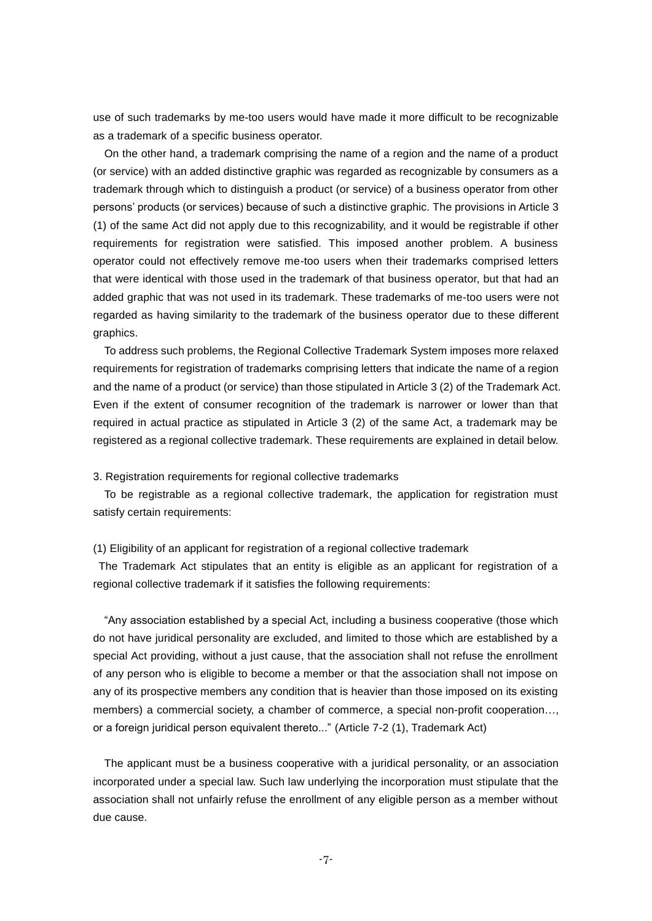use of such trademarks by me-too users would have made it more difficult to be recognizable as a trademark of a specific business operator.

On the other hand, a trademark comprising the name of a region and the name of a product (or service) with an added distinctive graphic was regarded as recognizable by consumers as a trademark through which to distinguish a product (or service) of a business operator from other persons' products (or services) because of such a distinctive graphic. The provisions in Article 3 (1) of the same Act did not apply due to this recognizability, and it would be registrable if other requirements for registration were satisfied. This imposed another problem. A business operator could not effectively remove me-too users when their trademarks comprised letters that were identical with those used in the trademark of that business operator, but that had an added graphic that was not used in its trademark. These trademarks of me-too users were not regarded as having similarity to the trademark of the business operator due to these different graphics.

To address such problems, the Regional Collective Trademark System imposes more relaxed requirements for registration of trademarks comprising letters that indicate the name of a region and the name of a product (or service) than those stipulated in Article 3 (2) of the Trademark Act. Even if the extent of consumer recognition of the trademark is narrower or lower than that required in actual practice as stipulated in Article 3 (2) of the same Act, a trademark may be registered as a regional collective trademark. These requirements are explained in detail below.

## 3. Registration requirements for regional collective trademarks

To be registrable as a regional collective trademark, the application for registration must satisfy certain requirements:

### (1) Eligibility of an applicant for registration of a regional collective trademark

The Trademark Act stipulates that an entity is eligible as an applicant for registration of a regional collective trademark if it satisfies the following requirements:

"Any association established by a special Act, including a business cooperative (those which do not have juridical personality are excluded, and limited to those which are established by a special Act providing, without a just cause, that the association shall not refuse the enrollment of any person who is eligible to become a member or that the association shall not impose on any of its prospective members any condition that is heavier than those imposed on its existing members) a commercial society, a chamber of commerce, a special non-profit cooperation…, or a foreign juridical person equivalent thereto..." (Article 7-2 (1), Trademark Act)

The applicant must be a business cooperative with a juridical personality, or an association incorporated under a special law. Such law underlying the incorporation must stipulate that the association shall not unfairly refuse the enrollment of any eligible person as a member without due cause.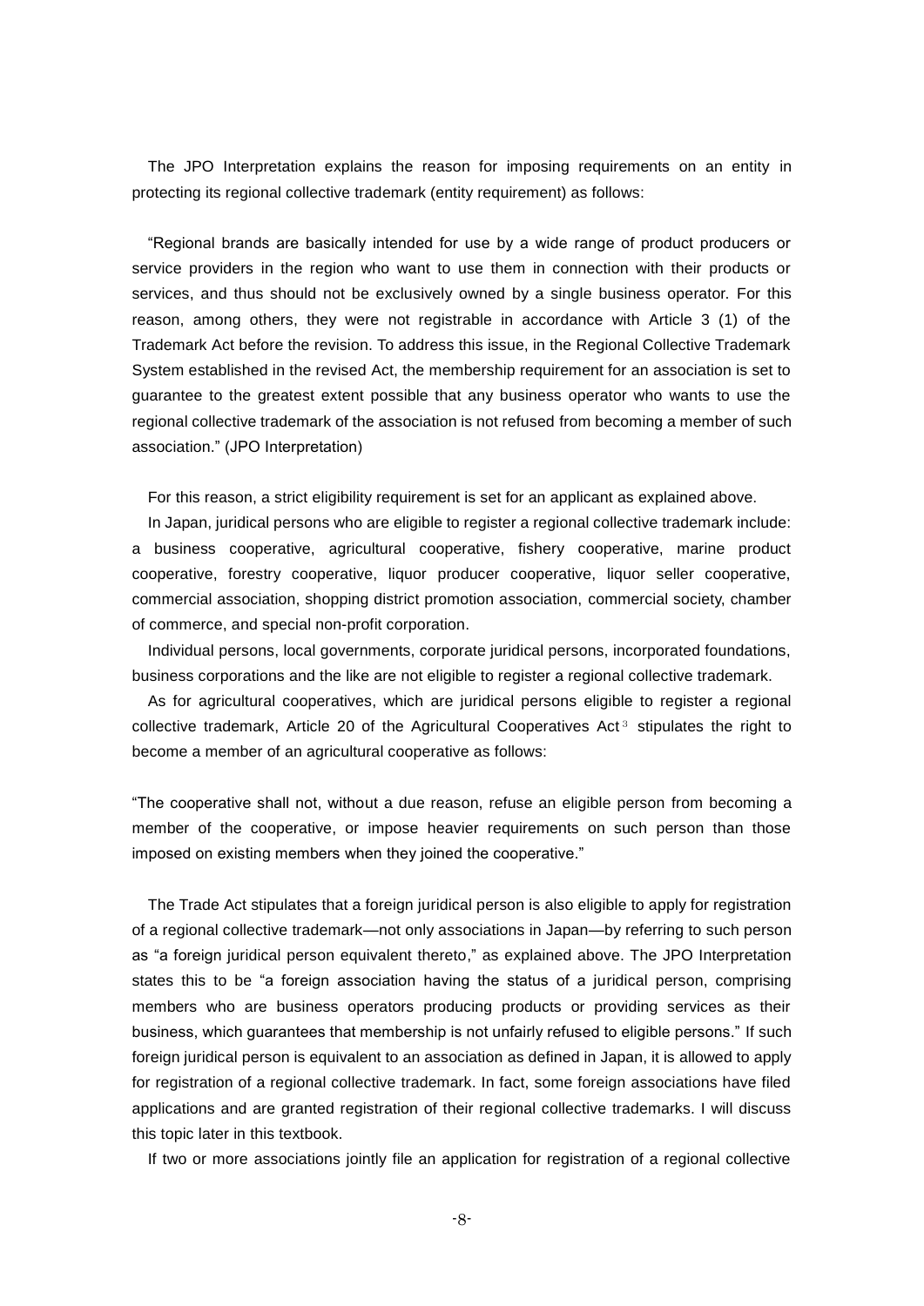The JPO Interpretation explains the reason for imposing requirements on an entity in protecting its regional collective trademark (entity requirement) as follows:

"Regional brands are basically intended for use by a wide range of product producers or service providers in the region who want to use them in connection with their products or services, and thus should not be exclusively owned by a single business operator. For this reason, among others, they were not registrable in accordance with Article 3 (1) of the Trademark Act before the revision. To address this issue, in the Regional Collective Trademark System established in the revised Act, the membership requirement for an association is set to guarantee to the greatest extent possible that any business operator who wants to use the regional collective trademark of the association is not refused from becoming a member of such association." (JPO Interpretation)

For this reason, a strict eligibility requirement is set for an applicant as explained above.

In Japan, juridical persons who are eligible to register a regional collective trademark include: a business cooperative, agricultural cooperative, fishery cooperative, marine product cooperative, forestry cooperative, liquor producer cooperative, liquor seller cooperative, commercial association, shopping district promotion association, commercial society, chamber of commerce, and special non-profit corporation.

Individual persons, local governments, corporate juridical persons, incorporated foundations, business corporations and the like are not eligible to register a regional collective trademark.

As for agricultural cooperatives, which are juridical persons eligible to register a regional collective trademark, Article 20 of the Agricultural Cooperatives Act[3] stipulates the right to become a member of an agricultural cooperative as follows:

"The cooperative shall not, without a due reason, refuse an eligible person from becoming a member of the cooperative, or impose heavier requirements on such person than those imposed on existing members when they joined the cooperative."

The Trade Act stipulates that a foreign juridical person is also eligible to apply for registration of a regional collective trademark—not only associations in Japan—by referring to such person as "a foreign juridical person equivalent thereto," as explained above. The JPO Interpretation states this to be "a foreign association having the status of a juridical person, comprising members who are business operators producing products or providing services as their business, which guarantees that membership is not unfairly refused to eligible persons." If such foreign juridical person is equivalent to an association as defined in Japan, it is allowed to apply for registration of a regional collective trademark. In fact, some foreign associations have filed applications and are granted registration of their regional collective trademarks. I will discuss this topic later in this textbook.

If two or more associations jointly file an application for registration of a regional collective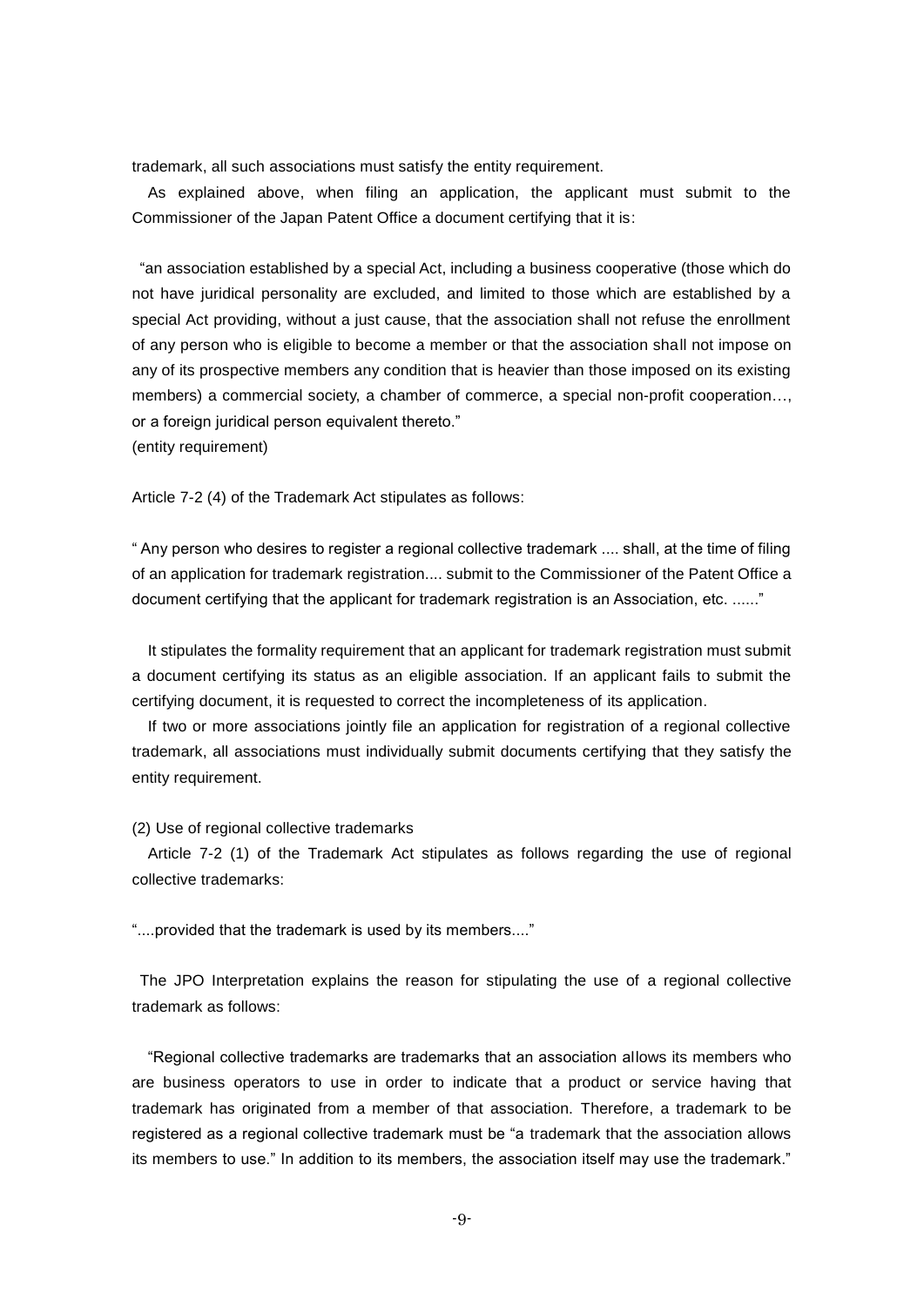trademark, all such associations must satisfy the entity requirement.

As explained above, when filing an application, the applicant must submit to the Commissioner of the Japan Patent Office a document certifying that it is:

"an association established by a special Act, including a business cooperative (those which do not have juridical personality are excluded, and limited to those which are established by a special Act providing, without a just cause, that the association shall not refuse the enrollment of any person who is eligible to become a member or that the association shall not impose on any of its prospective members any condition that is heavier than those imposed on its existing members) a commercial society, a chamber of commerce, a special non-profit cooperation…, or a foreign juridical person equivalent thereto."
(entity requirement)

Article 7-2 (4) of the Trademark Act stipulates as follows:

" Any person who desires to register a regional collective trademark .... shall, at the time of filing of an application for trademark registration.... submit to the Commissioner of the Patent Office a document certifying that the applicant for trademark registration is an Association, etc. ......"

It stipulates the formality requirement that an applicant for trademark registration must submit a document certifying its status as an eligible association. If an applicant fails to submit the certifying document, it is requested to correct the incompleteness of its application.

If two or more associations jointly file an application for registration of a regional collective trademark, all associations must individually submit documents certifying that they satisfy the entity requirement.

(2) Use of regional collective trademarks

Article 7-2 (1) of the Trademark Act stipulates as follows regarding the use of regional collective trademarks:

"....provided that the trademark is used by its members...."

The JPO Interpretation explains the reason for stipulating the use of a regional collective trademark as follows:

"Regional collective trademarks are trademarks that an association allows its members who are business operators to use in order to indicate that a product or service having that trademark has originated from a member of that association. Therefore, a trademark to be registered as a regional collective trademark must be "a trademark that the association allows its members to use." In addition to its members, the association itself may use the trademark."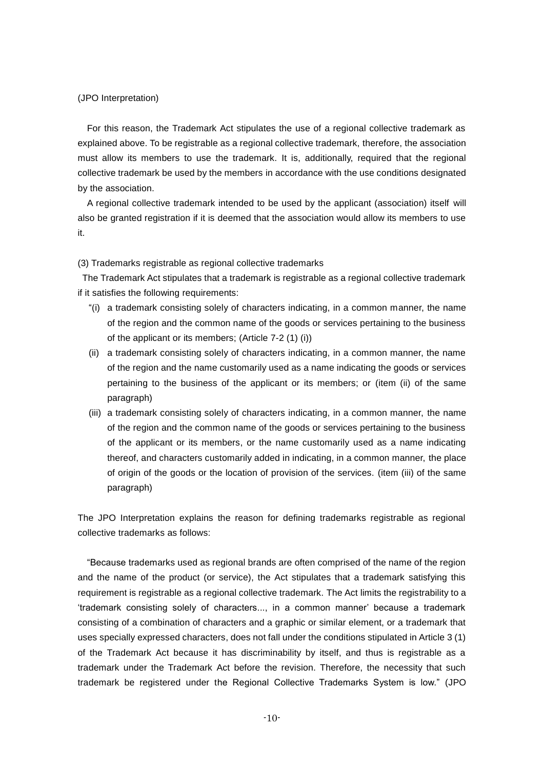(JPO Interpretation)

For this reason, the Trademark Act stipulates the use of a regional collective trademark as explained above. To be registrable as a regional collective trademark, therefore, the association must allow its members to use the trademark. It is, additionally, required that the regional collective trademark be used by the members in accordance with the use conditions designated by the association.

A regional collective trademark intended to be used by the applicant (association) itself will also be granted registration if it is deemed that the association would allow its members to use it.

(3) Trademarks registrable as regional collective trademarks

The Trademark Act stipulates that a trademark is registrable as a regional collective trademark if it satisfies the following requirements:

"(i) a trademark consisting solely of characters indicating, in a common manner, the name of the region and the common name of the goods or services pertaining to the business of the applicant or its members; (Article 7-2 (1) (i))

(ii) a trademark consisting solely of characters indicating, in a common manner, the name of the region and the name customarily used as a name indicating the goods or services pertaining to the business of the applicant or its members; or (item (ii) of the same paragraph)

(iii) a trademark consisting solely of characters indicating, in a common manner, the name of the region and the common name of the goods or services pertaining to the business of the applicant or its members, or the name customarily used as a name indicating thereof, and characters customarily added in indicating, in a common manner, the place of origin of the goods or the location of provision of the services. (item (iii) of the same paragraph)

The JPO Interpretation explains the reason for defining trademarks registrable as regional collective trademarks as follows:

"Because trademarks used as regional brands are often comprised of the name of the region and the name of the product (or service), the Act stipulates that a trademark satisfying this requirement is registrable as a regional collective trademark. The Act limits the registrability to a 'trademark consisting solely of characters..., in a common manner' because a trademark consisting of a combination of characters and a graphic or similar element, or a trademark that uses specially expressed characters, does not fall under the conditions stipulated in Article 3 (1) of the Trademark Act because it has discriminability by itself, and thus is registrable as a trademark under the Trademark Act before the revision. Therefore, the necessity that such trademark be registered under the Regional Collective Trademarks System is low." (JPO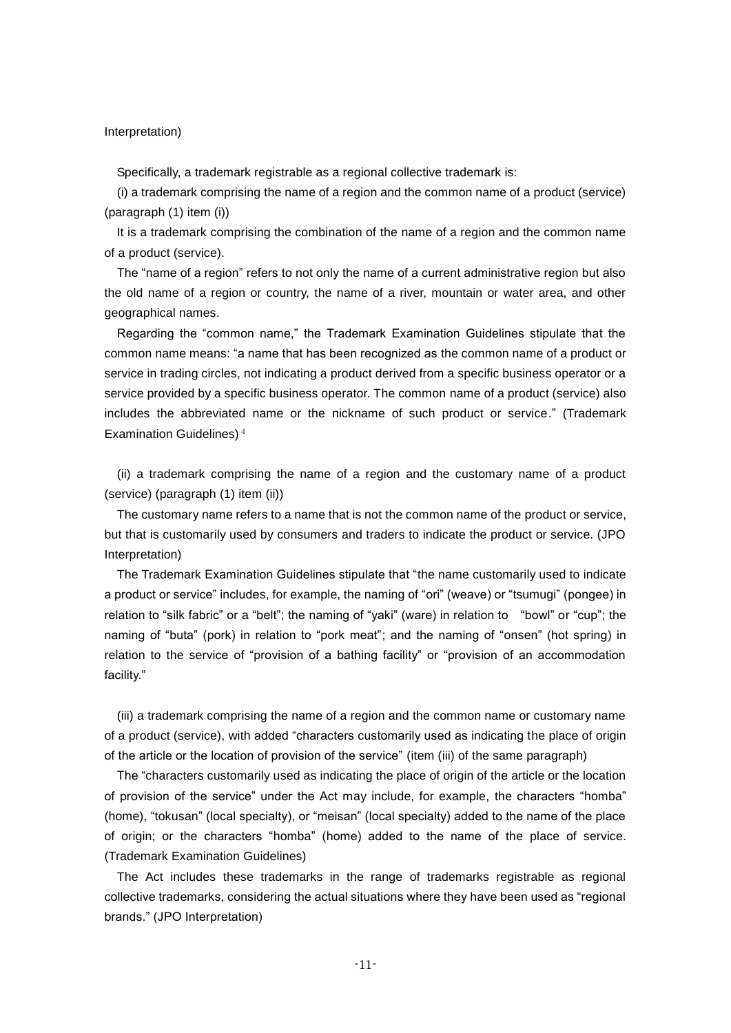Interpretation)

Specifically, a trademark registrable as a regional collective trademark is:

(i) a trademark comprising the name of a region and the common name of a product (service) (paragraph (1) item (i))

It is a trademark comprising the combination of the name of a region and the common name of a product (service).

The "name of a region" refers to not only the name of a current administrative region but also the old name of a region or country, the name of a river, mountain or water area, and other geographical names.

Regarding the "common name," the Trademark Examination Guidelines stipulate that the common name means: "a name that has been recognized as the common name of a product or service in trading circles, not indicating a product derived from a specific business operator or a service provided by a specific business operator. The common name of a product (service) also includes the abbreviated name or the nickname of such product or service." (Trademark Examination Guidelines)[4]

(ii) a trademark comprising the name of a region and the customary name of a product (service) (paragraph (1) item (ii))

The customary name refers to a name that is not the common name of the product or service, but that is customarily used by consumers and traders to indicate the product or service. (JPO Interpretation)

The Trademark Examination Guidelines stipulate that "the name customarily used to indicate a product or service" includes, for example, the naming of "ori" (weave) or "tsumugi" (pongee) in relation to "silk fabric" or a "belt"; the naming of "yaki" (ware) in relation to "bowl" or "cup"; the naming of "buta" (pork) in relation to "pork meat"; and the naming of "onsen" (hot spring) in relation to the service of "provision of a bathing facility" or "provision of an accommodation facility."

(iii) a trademark comprising the name of a region and the common name or customary name of a product (service), with added "characters customarily used as indicating the place of origin of the article or the location of provision of the service" (item (iii) of the same paragraph)

The "characters customarily used as indicating the place of origin of the article or the location of provision of the service" under the Act may include, for example, the characters "homba" (home), "tokusan" (local specialty), or "meisan" (local specialty) added to the name of the place of origin; or the characters "homba" (home) added to the name of the place of service. (Trademark Examination Guidelines)

The Act includes these trademarks in the range of trademarks registrable as regional collective trademarks, considering the actual situations where they have been used as "regional brands." (JPO Interpretation)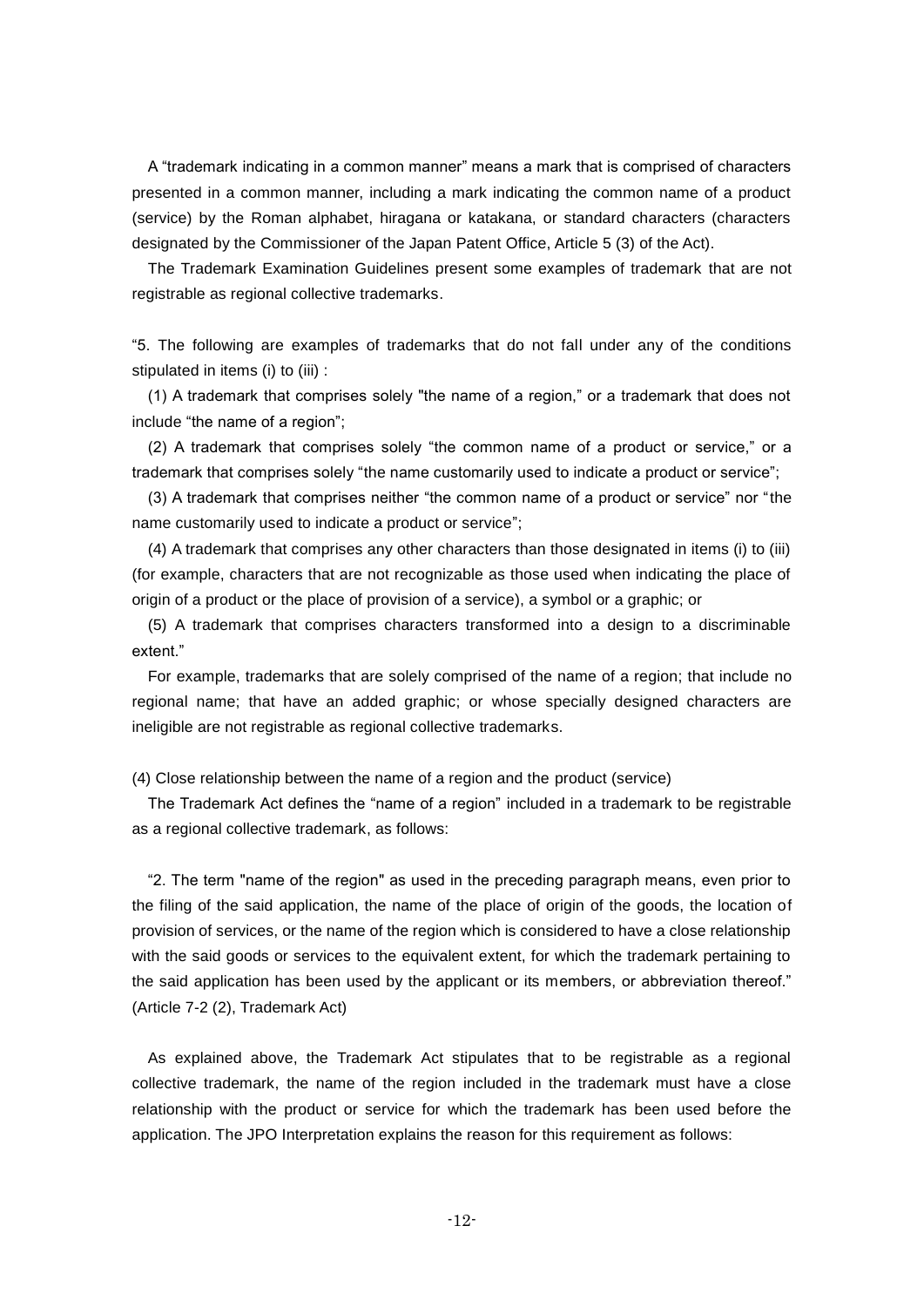A “trademark indicating in a common manner” means a mark that is comprised of characters presented in a common manner, including a mark indicating the common name of a product (service) by the Roman alphabet, hiragana or katakana, or standard characters (characters designated by the Commissioner of the Japan Patent Office, Article 5 (3) of the Act).

The Trademark Examination Guidelines present some examples of trademark that are not registrable as regional collective trademarks.

“5. The following are examples of trademarks that do not fall under any of the conditions stipulated in items (i) to (iii) :

(1) A trademark that comprises solely "the name of a region," or a trademark that does not include “the name of a region”;

(2) A trademark that comprises solely “the common name of a product or service,” or a trademark that comprises solely “the name customarily used to indicate a product or service”;

(3) A trademark that comprises neither “the common name of a product or service” nor “the name customarily used to indicate a product or service”;

(4) A trademark that comprises any other characters than those designated in items (i) to (iii) (for example, characters that are not recognizable as those used when indicating the place of origin of a product or the place of provision of a service), a symbol or a graphic; or

(5) A trademark that comprises characters transformed into a design to a discriminable extent.”

For example, trademarks that are solely comprised of the name of a region; that include no regional name; that have an added graphic; or whose specially designed characters are ineligible are not registrable as regional collective trademarks.

(4) Close relationship between the name of a region and the product (service)

The Trademark Act defines the “name of a region” included in a trademark to be registrable as a regional collective trademark, as follows:

“2. The term "name of the region" as used in the preceding paragraph means, even prior to the filing of the said application, the name of the place of origin of the goods, the location of provision of services, or the name of the region which is considered to have a close relationship with the said goods or services to the equivalent extent, for which the trademark pertaining to the said application has been used by the applicant or its members, or abbreviation thereof.” (Article 7-2 (2), Trademark Act)

As explained above, the Trademark Act stipulates that to be registrable as a regional collective trademark, the name of the region included in the trademark must have a close relationship with the product or service for which the trademark has been used before the application. The JPO Interpretation explains the reason for this requirement as follows: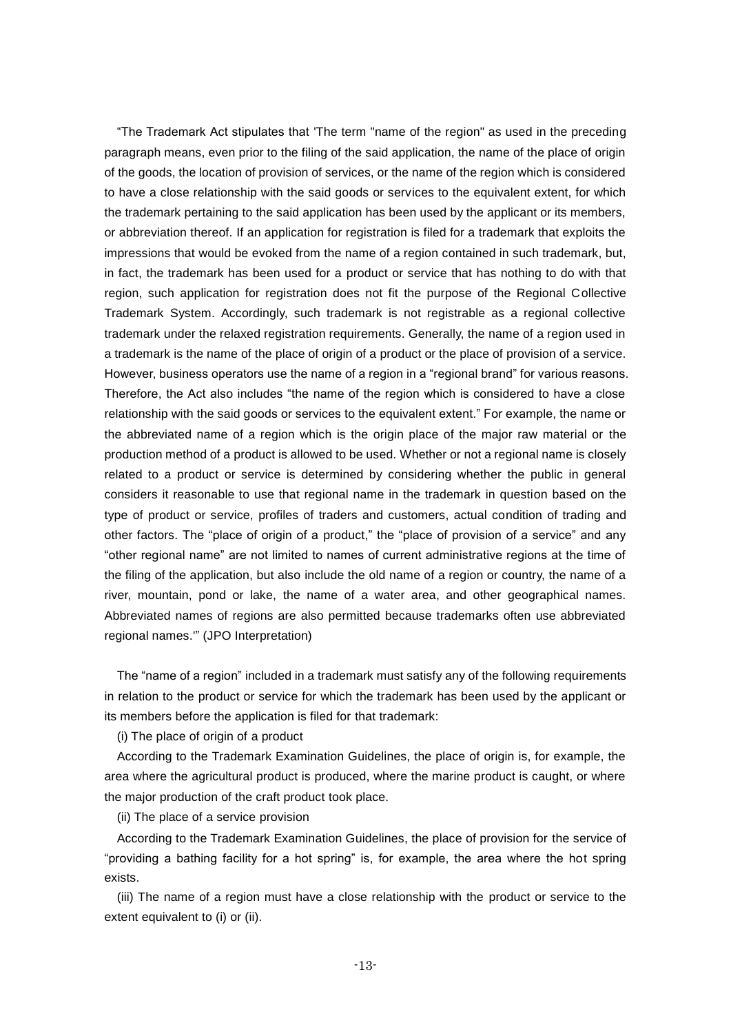"The Trademark Act stipulates that 'The term "name of the region" as used in the preceding paragraph means, even prior to the filing of the said application, the name of the place of origin of the goods, the location of provision of services, or the name of the region which is considered to have a close relationship with the said goods or services to the equivalent extent, for which the trademark pertaining to the said application has been used by the applicant or its members, or abbreviation thereof. If an application for registration is filed for a trademark that exploits the impressions that would be evoked from the name of a region contained in such trademark, but, in fact, the trademark has been used for a product or service that has nothing to do with that region, such application for registration does not fit the purpose of the Regional Collective Trademark System. Accordingly, such trademark is not registrable as a regional collective trademark under the relaxed registration requirements. Generally, the name of a region used in a trademark is the name of the place of origin of a product or the place of provision of a service. However, business operators use the name of a region in a "regional brand" for various reasons. Therefore, the Act also includes "the name of the region which is considered to have a close relationship with the said goods or services to the equivalent extent." For example, the name or the abbreviated name of a region which is the origin place of the major raw material or the production method of a product is allowed to be used. Whether or not a regional name is closely related to a product or service is determined by considering whether the public in general considers it reasonable to use that regional name in the trademark in question based on the type of product or service, profiles of traders and customers, actual condition of trading and other factors. The "place of origin of a product," the "place of provision of a service" and any "other regional name" are not limited to names of current administrative regions at the time of the filing of the application, but also include the old name of a region or country, the name of a river, mountain, pond or lake, the name of a water area, and other geographical names. Abbreviated names of regions are also permitted because trademarks often use abbreviated regional names.'" (JPO Interpretation)

The "name of a region" included in a trademark must satisfy any of the following requirements in relation to the product or service for which the trademark has been used by the applicant or its members before the application is filed for that trademark:

(i) The place of origin of a product

According to the Trademark Examination Guidelines, the place of origin is, for example, the area where the agricultural product is produced, where the marine product is caught, or where the major production of the craft product took place.

(ii) The place of a service provision

According to the Trademark Examination Guidelines, the place of provision for the service of "providing a bathing facility for a hot spring" is, for example, the area where the hot spring exists.

(iii) The name of a region must have a close relationship with the product or service to the extent equivalent to (i) or (ii).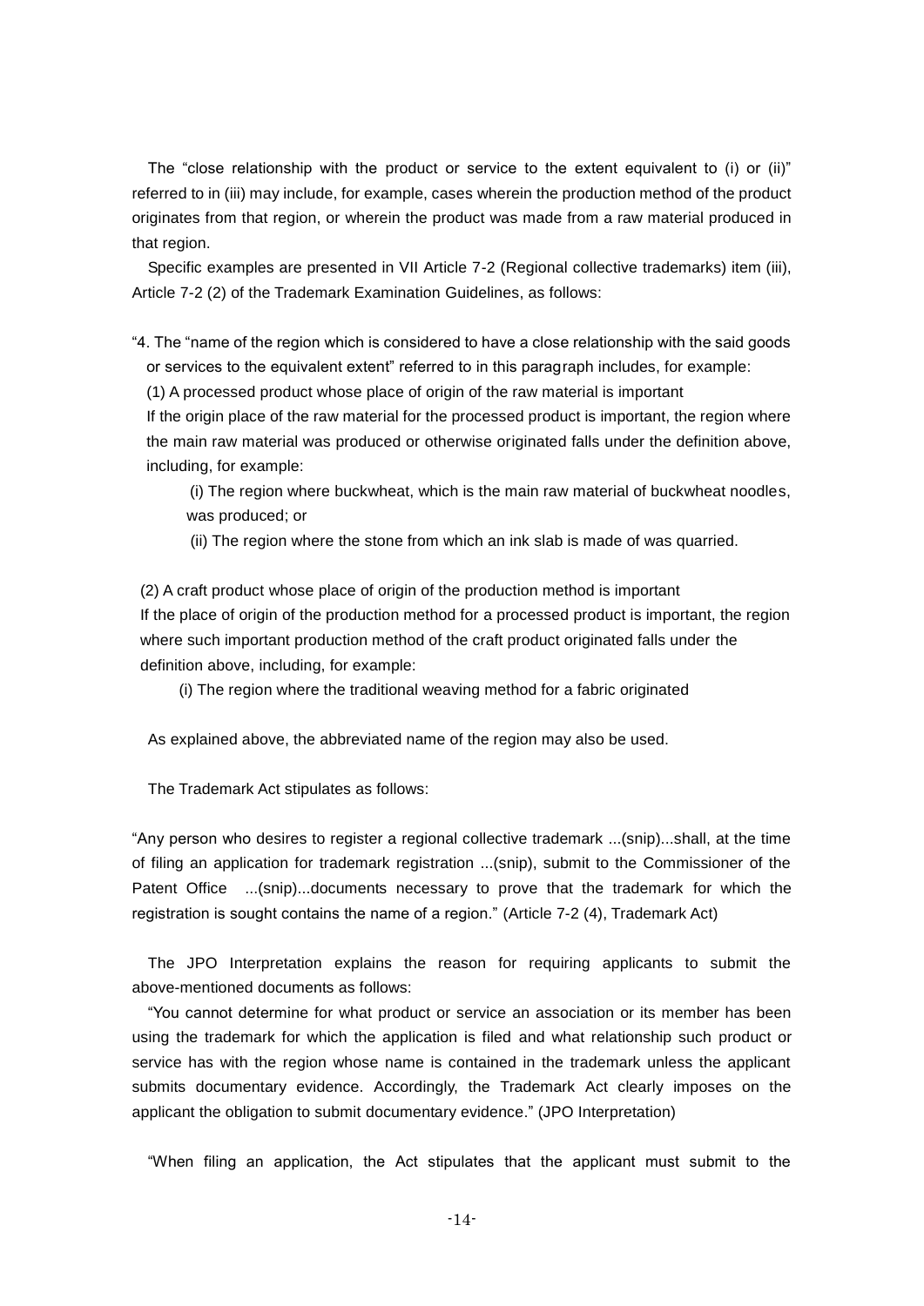The "close relationship with the product or service to the extent equivalent to (i) or (ii)" referred to in (iii) may include, for example, cases wherein the production method of the product originates from that region, or wherein the product was made from a raw material produced in that region.

Specific examples are presented in VII Article 7-2 (Regional collective trademarks) item (iii), Article 7-2 (2) of the Trademark Examination Guidelines, as follows:

"4. The "name of the region which is considered to have a close relationship with the said goods or services to the equivalent extent" referred to in this paragraph includes, for example:

(1) A processed product whose place of origin of the raw material is important

If the origin place of the raw material for the processed product is important, the region where the main raw material was produced or otherwise originated falls under the definition above, including, for example:

(i) The region where buckwheat, which is the main raw material of buckwheat noodles, was produced; or

(ii) The region where the stone from which an ink slab is made of was quarried.

(2) A craft product whose place of origin of the production method is important

If the place of origin of the production method for a processed product is important, the region where such important production method of the craft product originated falls under the definition above, including, for example:

(i) The region where the traditional weaving method for a fabric originated

As explained above, the abbreviated name of the region may also be used.

The Trademark Act stipulates as follows:

"Any person who desires to register a regional collective trademark ...(snip)...shall, at the time of filing an application for trademark registration ...(snip), submit to the Commissioner of the Patent Office ...(snip)...documents necessary to prove that the trademark for which the registration is sought contains the name of a region." (Article 7-2 (4), Trademark Act)

The JPO Interpretation explains the reason for requiring applicants to submit the above-mentioned documents as follows:

"You cannot determine for what product or service an association or its member has been using the trademark for which the application is filed and what relationship such product or service has with the region whose name is contained in the trademark unless the applicant submits documentary evidence. Accordingly, the Trademark Act clearly imposes on the applicant the obligation to submit documentary evidence." (JPO Interpretation)

"When filing an application, the Act stipulates that the applicant must submit to the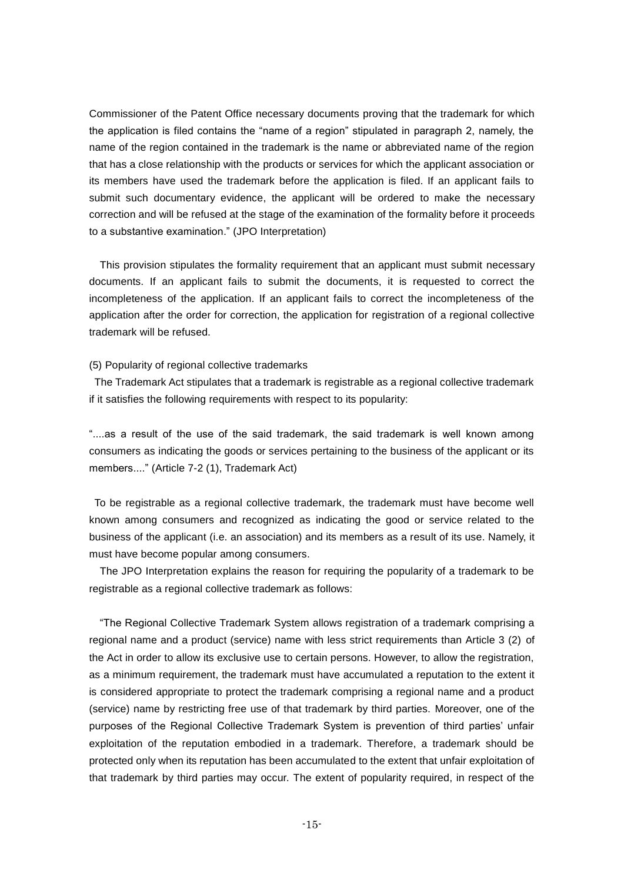Commissioner of the Patent Office necessary documents proving that the trademark for which the application is filed contains the "name of a region" stipulated in paragraph 2, namely, the name of the region contained in the trademark is the name or abbreviated name of the region that has a close relationship with the products or services for which the applicant association or its members have used the trademark before the application is filed. If an applicant fails to submit such documentary evidence, the applicant will be ordered to make the necessary correction and will be refused at the stage of the examination of the formality before it proceeds to a substantive examination." (JPO Interpretation)

This provision stipulates the formality requirement that an applicant must submit necessary documents. If an applicant fails to submit the documents, it is requested to correct the incompleteness of the application. If an applicant fails to correct the incompleteness of the application after the order for correction, the application for registration of a regional collective trademark will be refused.

(5) Popularity of regional collective trademarks

The Trademark Act stipulates that a trademark is registrable as a regional collective trademark if it satisfies the following requirements with respect to its popularity:

"....as a result of the use of the said trademark, the said trademark is well known among consumers as indicating the goods or services pertaining to the business of the applicant or its members...." (Article 7-2 (1), Trademark Act)

To be registrable as a regional collective trademark, the trademark must have become well known among consumers and recognized as indicating the good or service related to the business of the applicant (i.e. an association) and its members as a result of its use. Namely, it must have become popular among consumers.

The JPO Interpretation explains the reason for requiring the popularity of a trademark to be registrable as a regional collective trademark as follows:

"The Regional Collective Trademark System allows registration of a trademark comprising a regional name and a product (service) name with less strict requirements than Article 3 (2) of the Act in order to allow its exclusive use to certain persons. However, to allow the registration, as a minimum requirement, the trademark must have accumulated a reputation to the extent it is considered appropriate to protect the trademark comprising a regional name and a product (service) name by restricting free use of that trademark by third parties. Moreover, one of the purposes of the Regional Collective Trademark System is prevention of third parties' unfair exploitation of the reputation embodied in a trademark. Therefore, a trademark should be protected only when its reputation has been accumulated to the extent that unfair exploitation of that trademark by third parties may occur. The extent of popularity required, in respect of the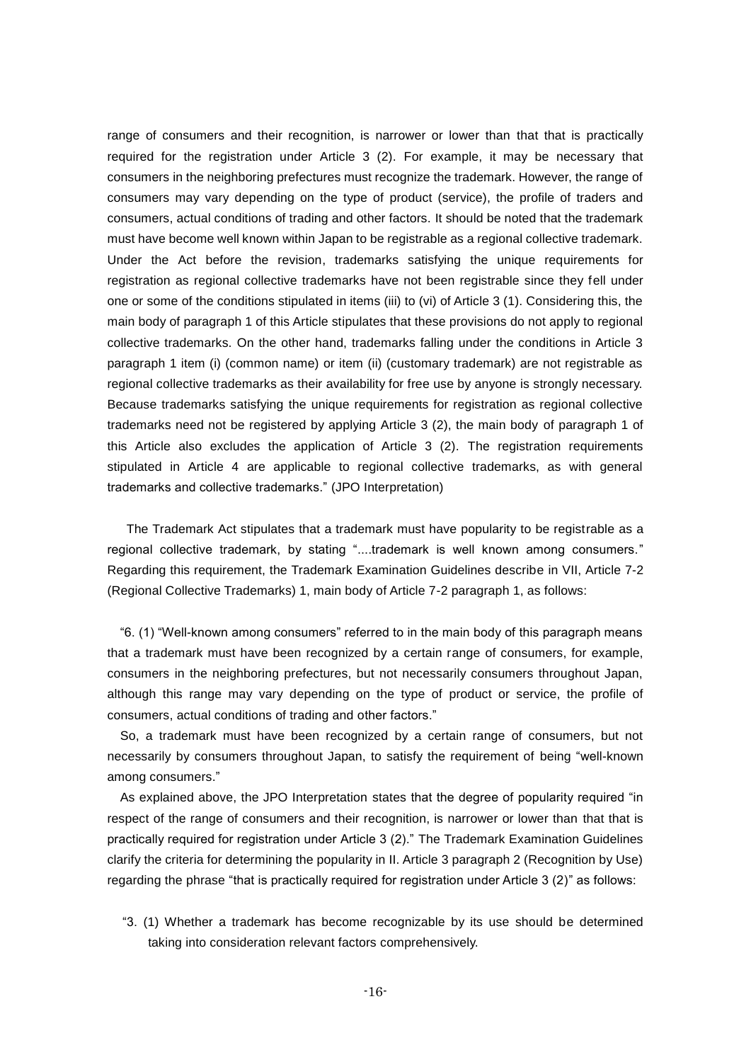range of consumers and their recognition, is narrower or lower than that that is practically required for the registration under Article 3 (2). For example, it may be necessary that consumers in the neighboring prefectures must recognize the trademark. However, the range of consumers may vary depending on the type of product (service), the profile of traders and consumers, actual conditions of trading and other factors. It should be noted that the trademark must have become well known within Japan to be registrable as a regional collective trademark. Under the Act before the revision, trademarks satisfying the unique requirements for registration as regional collective trademarks have not been registrable since they fell under one or some of the conditions stipulated in items (iii) to (vi) of Article 3 (1). Considering this, the main body of paragraph 1 of this Article stipulates that these provisions do not apply to regional collective trademarks. On the other hand, trademarks falling under the conditions in Article 3 paragraph 1 item (i) (common name) or item (ii) (customary trademark) are not registrable as regional collective trademarks as their availability for free use by anyone is strongly necessary. Because trademarks satisfying the unique requirements for registration as regional collective trademarks need not be registered by applying Article 3 (2), the main body of paragraph 1 of this Article also excludes the application of Article 3 (2). The registration requirements stipulated in Article 4 are applicable to regional collective trademarks, as with general trademarks and collective trademarks." (JPO Interpretation)

The Trademark Act stipulates that a trademark must have popularity to be registrable as a regional collective trademark, by stating "....trademark is well known among consumers." Regarding this requirement, the Trademark Examination Guidelines describe in VII, Article 7-2 (Regional Collective Trademarks) 1, main body of Article 7-2 paragraph 1, as follows:

"6. (1) "Well-known among consumers" referred to in the main body of this paragraph means that a trademark must have been recognized by a certain range of consumers, for example, consumers in the neighboring prefectures, but not necessarily consumers throughout Japan, although this range may vary depending on the type of product or service, the profile of consumers, actual conditions of trading and other factors."

So, a trademark must have been recognized by a certain range of consumers, but not necessarily by consumers throughout Japan, to satisfy the requirement of being "well-known among consumers."

As explained above, the JPO Interpretation states that the degree of popularity required "in respect of the range of consumers and their recognition, is narrower or lower than that that is practically required for registration under Article 3 (2)." The Trademark Examination Guidelines clarify the criteria for determining the popularity in II. Article 3 paragraph 2 (Recognition by Use) regarding the phrase "that is practically required for registration under Article 3 (2)" as follows:

"3. (1) Whether a trademark has become recognizable by its use should be determined taking into consideration relevant factors comprehensively.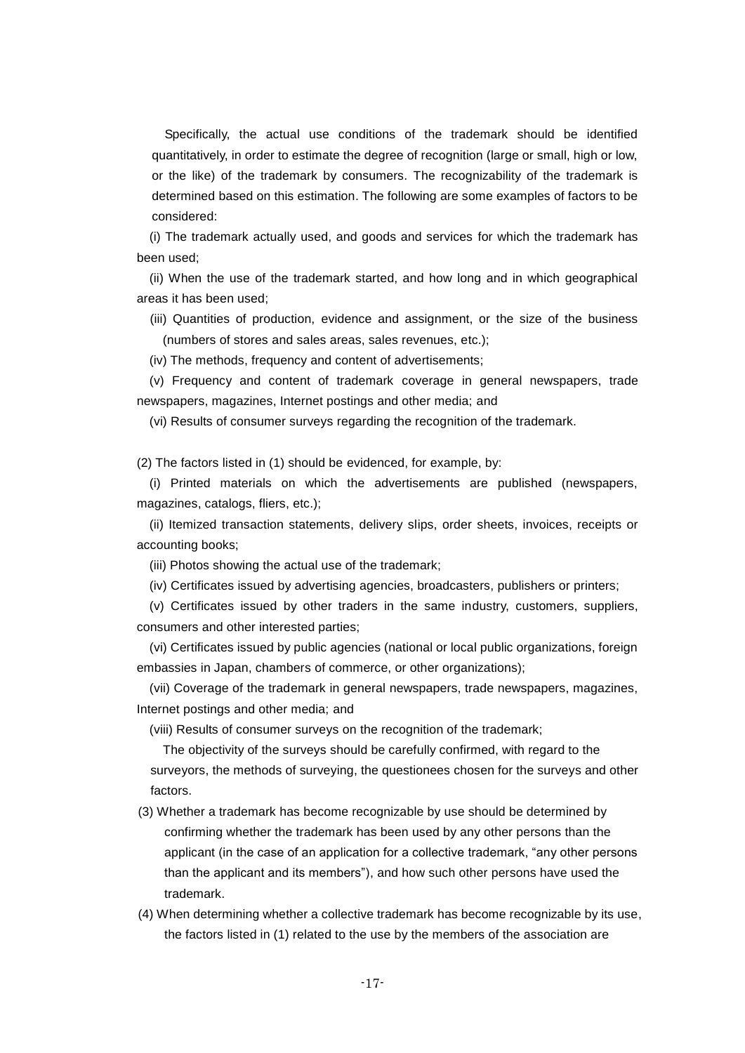Specifically, the actual use conditions of the trademark should be identified quantitatively, in order to estimate the degree of recognition (large or small, high or low, or the like) of the trademark by consumers. The recognizability of the trademark is determined based on this estimation. The following are some examples of factors to be considered:

(i) The trademark actually used, and goods and services for which the trademark has been used;

(ii) When the use of the trademark started, and how long and in which geographical areas it has been used;

(iii) Quantities of production, evidence and assignment, or the size of the business (numbers of stores and sales areas, sales revenues, etc.);

(iv) The methods, frequency and content of advertisements;

(v) Frequency and content of trademark coverage in general newspapers, trade newspapers, magazines, Internet postings and other media; and

(vi) Results of consumer surveys regarding the recognition of the trademark.

(2) The factors listed in (1) should be evidenced, for example, by:

(i) Printed materials on which the advertisements are published (newspapers, magazines, catalogs, fliers, etc.);

(ii) Itemized transaction statements, delivery slips, order sheets, invoices, receipts or accounting books;

(iii) Photos showing the actual use of the trademark;

(iv) Certificates issued by advertising agencies, broadcasters, publishers or printers;

(v) Certificates issued by other traders in the same industry, customers, suppliers, consumers and other interested parties;

(vi) Certificates issued by public agencies (national or local public organizations, foreign embassies in Japan, chambers of commerce, or other organizations);

(vii) Coverage of the trademark in general newspapers, trade newspapers, magazines, Internet postings and other media; and

(viii) Results of consumer surveys on the recognition of the trademark;

The objectivity of the surveys should be carefully confirmed, with regard to the surveyors, the methods of surveying, the questionees chosen for the surveys and other factors.

(3) Whether a trademark has become recognizable by use should be determined by confirming whether the trademark has been used by any other persons than the applicant (in the case of an application for a collective trademark, "any other persons than the applicant and its members"), and how such other persons have used the trademark.

(4) When determining whether a collective trademark has become recognizable by its use, the factors listed in (1) related to the use by the members of the association are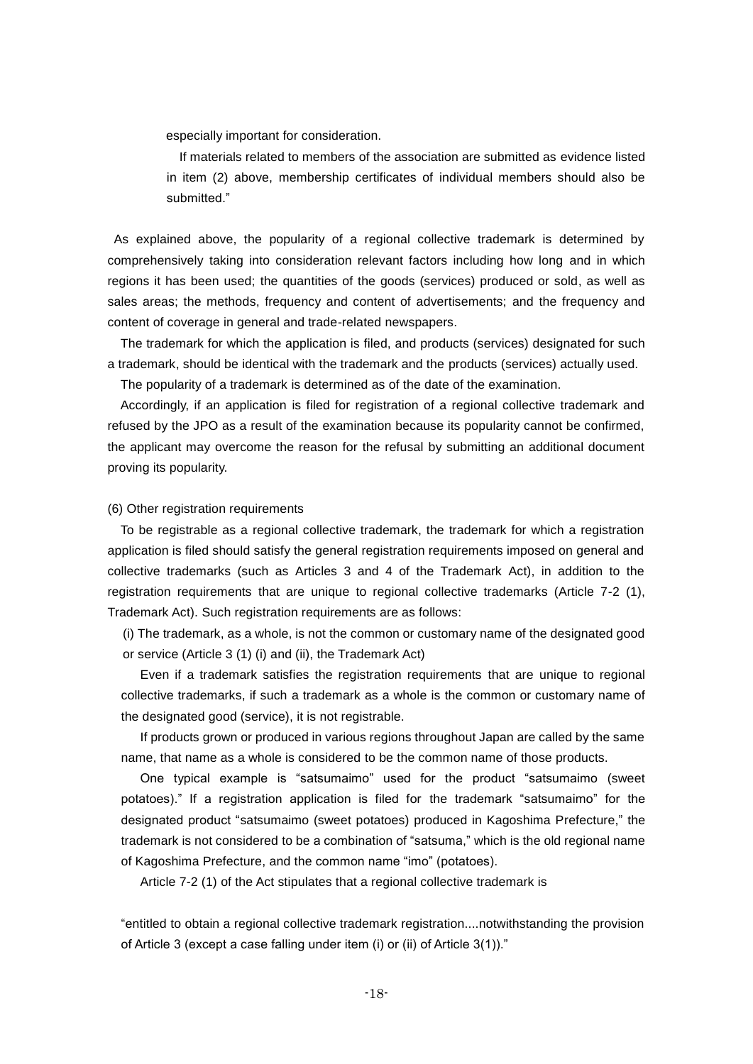especially important for consideration.

If materials related to members of the association are submitted as evidence listed in item (2) above, membership certificates of individual members should also be submitted."

As explained above, the popularity of a regional collective trademark is determined by comprehensively taking into consideration relevant factors including how long and in which regions it has been used; the quantities of the goods (services) produced or sold, as well as sales areas; the methods, frequency and content of advertisements; and the frequency and content of coverage in general and trade-related newspapers.

The trademark for which the application is filed, and products (services) designated for such a trademark, should be identical with the trademark and the products (services) actually used.

The popularity of a trademark is determined as of the date of the examination.

Accordingly, if an application is filed for registration of a regional collective trademark and refused by the JPO as a result of the examination because its popularity cannot be confirmed, the applicant may overcome the reason for the refusal by submitting an additional document proving its popularity.

(6) Other registration requirements

To be registrable as a regional collective trademark, the trademark for which a registration application is filed should satisfy the general registration requirements imposed on general and collective trademarks (such as Articles 3 and 4 of the Trademark Act), in addition to the registration requirements that are unique to regional collective trademarks (Article 7-2 (1), Trademark Act). Such registration requirements are as follows:

(i) The trademark, as a whole, is not the common or customary name of the designated good or service (Article 3 (1) (i) and (ii), the Trademark Act)

Even if a trademark satisfies the registration requirements that are unique to regional collective trademarks, if such a trademark as a whole is the common or customary name of the designated good (service), it is not registrable.

If products grown or produced in various regions throughout Japan are called by the same name, that name as a whole is considered to be the common name of those products.

One typical example is "satsumaimo" used for the product "satsumaimo (sweet potatoes)." If a registration application is filed for the trademark "satsumaimo" for the designated product "satsumaimo (sweet potatoes) produced in Kagoshima Prefecture," the trademark is not considered to be a combination of "satsuma," which is the old regional name of Kagoshima Prefecture, and the common name "imo" (potatoes).

Article 7-2 (1) of the Act stipulates that a regional collective trademark is

"entitled to obtain a regional collective trademark registration....notwithstanding the provision of Article 3 (except a case falling under item (i) or (ii) of Article 3(1))."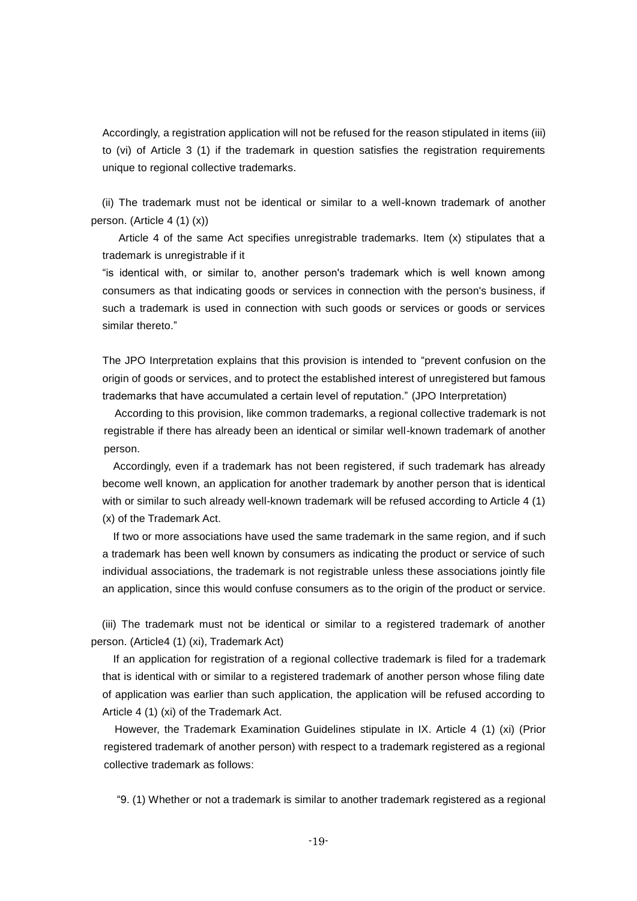Accordingly, a registration application will not be refused for the reason stipulated in items (iii) to (vi) of Article 3 (1) if the trademark in question satisfies the registration requirements unique to regional collective trademarks.

(ii) The trademark must not be identical or similar to a well-known trademark of another person. (Article 4 (1) (x))

Article 4 of the same Act specifies unregistrable trademarks. Item (x) stipulates that a trademark is unregistrable if it

"is identical with, or similar to, another person's trademark which is well known among consumers as that indicating goods or services in connection with the person's business, if such a trademark is used in connection with such goods or services or goods or services similar thereto."

The JPO Interpretation explains that this provision is intended to "prevent confusion on the origin of goods or services, and to protect the established interest of unregistered but famous trademarks that have accumulated a certain level of reputation." (JPO Interpretation)

According to this provision, like common trademarks, a regional collective trademark is not registrable if there has already been an identical or similar well-known trademark of another person.

Accordingly, even if a trademark has not been registered, if such trademark has already become well known, an application for another trademark by another person that is identical with or similar to such already well-known trademark will be refused according to Article 4 (1) (x) of the Trademark Act.

If two or more associations have used the same trademark in the same region, and if such a trademark has been well known by consumers as indicating the product or service of such individual associations, the trademark is not registrable unless these associations jointly file an application, since this would confuse consumers as to the origin of the product or service.

(iii) The trademark must not be identical or similar to a registered trademark of another person. (Article4 (1) (xi), Trademark Act)

If an application for registration of a regional collective trademark is filed for a trademark that is identical with or similar to a registered trademark of another person whose filing date of application was earlier than such application, the application will be refused according to Article 4 (1) (xi) of the Trademark Act.

However, the Trademark Examination Guidelines stipulate in IX. Article 4 (1) (xi) (Prior registered trademark of another person) with respect to a trademark registered as a regional collective trademark as follows:

"9. (1) Whether or not a trademark is similar to another trademark registered as a regional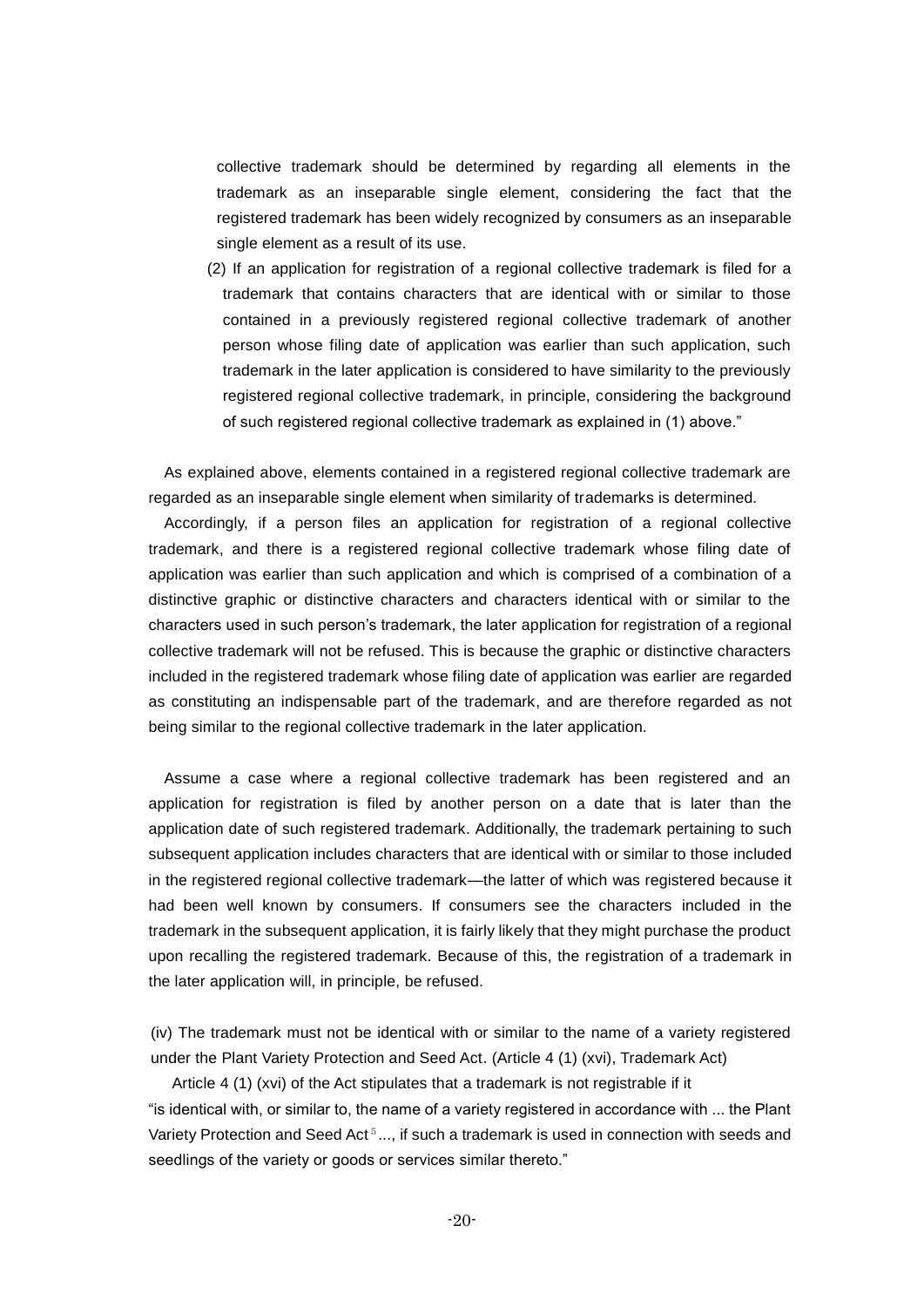collective trademark should be determined by regarding all elements in the trademark as an inseparable single element, considering the fact that the registered trademark has been widely recognized by consumers as an inseparable single element as a result of its use.

(2) If an application for registration of a regional collective trademark is filed for a trademark that contains characters that are identical with or similar to those contained in a previously registered regional collective trademark of another person whose filing date of application was earlier than such application, such trademark in the later application is considered to have similarity to the previously registered regional collective trademark, in principle, considering the background of such registered regional collective trademark as explained in (1) above."

As explained above, elements contained in a registered regional collective trademark are regarded as an inseparable single element when similarity of trademarks is determined.

Accordingly, if a person files an application for registration of a regional collective trademark, and there is a registered regional collective trademark whose filing date of application was earlier than such application and which is comprised of a combination of a distinctive graphic or distinctive characters and characters identical with or similar to the characters used in such person's trademark, the later application for registration of a regional collective trademark will not be refused. This is because the graphic or distinctive characters included in the registered trademark whose filing date of application was earlier are regarded as constituting an indispensable part of the trademark, and are therefore regarded as not being similar to the regional collective trademark in the later application.

Assume a case where a regional collective trademark has been registered and an application for registration is filed by another person on a date that is later than the application date of such registered trademark. Additionally, the trademark pertaining to such subsequent application includes characters that are identical with or similar to those included in the registered regional collective trademark—the latter of which was registered because it had been well known by consumers. If consumers see the characters included in the trademark in the subsequent application, it is fairly likely that they might purchase the product upon recalling the registered trademark. Because of this, the registration of a trademark in the later application will, in principle, be refused.

(iv) The trademark must not be identical with or similar to the name of a variety registered under the Plant Variety Protection and Seed Act. (Article 4 (1) (xvi), Trademark Act)

Article 4 (1) (xvi) of the Act stipulates that a trademark is not registrable if it "is identical with, or similar to, the name of a variety registered in accordance with ... the Plant Variety Protection and Seed Act[5]..., if such a trademark is used in connection with seeds and seedlings of the variety or goods or services similar thereto."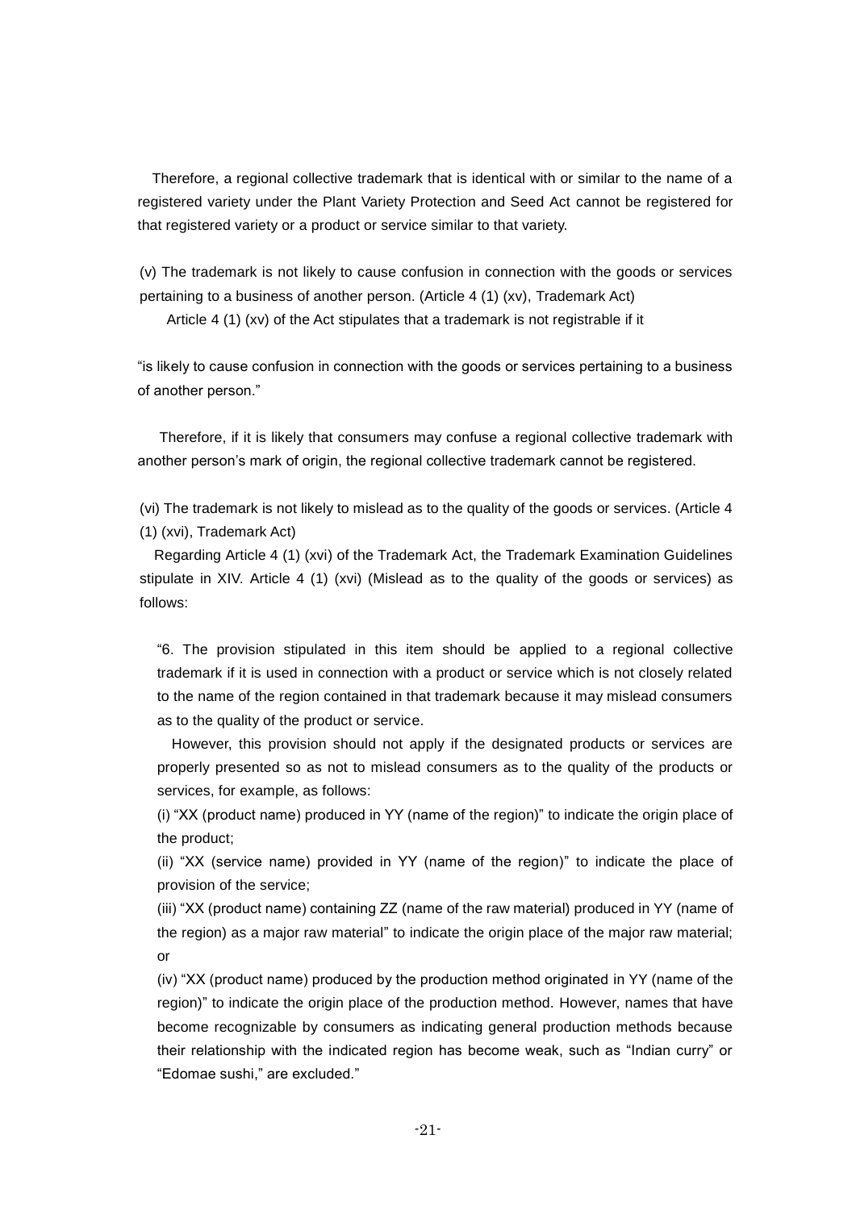Therefore, a regional collective trademark that is identical with or similar to the name of a registered variety under the Plant Variety Protection and Seed Act cannot be registered for that registered variety or a product or service similar to that variety.

(v) The trademark is not likely to cause confusion in connection with the goods or services pertaining to a business of another person. (Article 4 (1) (xv), Trademark Act)

Article 4 (1) (xv) of the Act stipulates that a trademark is not registrable if it

"is likely to cause confusion in connection with the goods or services pertaining to a business of another person."

Therefore, if it is likely that consumers may confuse a regional collective trademark with another person's mark of origin, the regional collective trademark cannot be registered.

(vi) The trademark is not likely to mislead as to the quality of the goods or services. (Article 4 (1) (xvi), Trademark Act)

Regarding Article 4 (1) (xvi) of the Trademark Act, the Trademark Examination Guidelines stipulate in XIV. Article 4 (1) (xvi) (Mislead as to the quality of the goods or services) as follows:

> "6. The provision stipulated in this item should be applied to a regional collective trademark if it is used in connection with a product or service which is not closely related to the name of the region contained in that trademark because it may mislead consumers as to the quality of the product or service.
>
> However, this provision should not apply if the designated products or services are properly presented so as not to mislead consumers as to the quality of the products or services, for example, as follows:
>
> (i) "XX (product name) produced in YY (name of the region)" to indicate the origin place of the product;
>
> (ii) "XX (service name) provided in YY (name of the region)" to indicate the place of provision of the service;
>
> (iii) "XX (product name) containing ZZ (name of the raw material) produced in YY (name of the region) as a major raw material" to indicate the origin place of the major raw material; or
>
> (iv) "XX (product name) produced by the production method originated in YY (name of the region)" to indicate the origin place of the production method. However, names that have become recognizable by consumers as indicating general production methods because their relationship with the indicated region has become weak, such as "Indian curry" or "Edomae sushi," are excluded."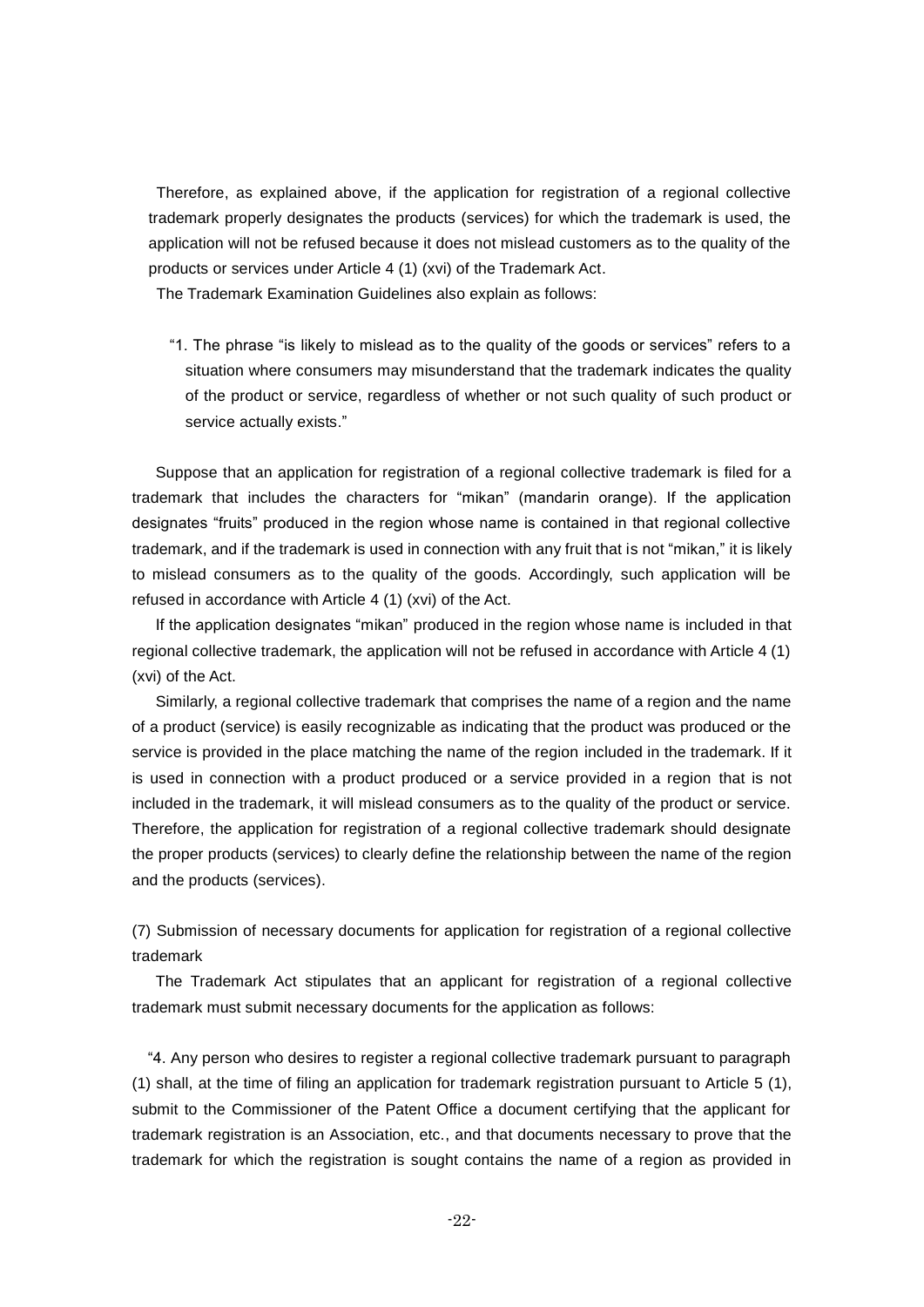Therefore, as explained above, if the application for registration of a regional collective trademark properly designates the products (services) for which the trademark is used, the application will not be refused because it does not mislead customers as to the quality of the products or services under Article 4 (1) (xvi) of the Trademark Act.

The Trademark Examination Guidelines also explain as follows:

> "1. The phrase "is likely to mislead as to the quality of the goods or services" refers to a situation where consumers may misunderstand that the trademark indicates the quality of the product or service, regardless of whether or not such quality of such product or service actually exists."

Suppose that an application for registration of a regional collective trademark is filed for a trademark that includes the characters for "mikan" (mandarin orange). If the application designates "fruits" produced in the region whose name is contained in that regional collective trademark, and if the trademark is used in connection with any fruit that is not "mikan," it is likely to mislead consumers as to the quality of the goods. Accordingly, such application will be refused in accordance with Article 4 (1) (xvi) of the Act.

If the application designates "mikan" produced in the region whose name is included in that regional collective trademark, the application will not be refused in accordance with Article 4 (1) (xvi) of the Act.

Similarly, a regional collective trademark that comprises the name of a region and the name of a product (service) is easily recognizable as indicating that the product was produced or the service is provided in the place matching the name of the region included in the trademark. If it is used in connection with a product produced or a service provided in a region that is not included in the trademark, it will mislead consumers as to the quality of the product or service. Therefore, the application for registration of a regional collective trademark should designate the proper products (services) to clearly define the relationship between the name of the region and the products (services).

(7) Submission of necessary documents for application for registration of a regional collective trademark

The Trademark Act stipulates that an applicant for registration of a regional collective trademark must submit necessary documents for the application as follows:

> "4. Any person who desires to register a regional collective trademark pursuant to paragraph (1) shall, at the time of filing an application for trademark registration pursuant to Article 5 (1), submit to the Commissioner of the Patent Office a document certifying that the applicant for trademark registration is an Association, etc., and that documents necessary to prove that the trademark for which the registration is sought contains the name of a region as provided in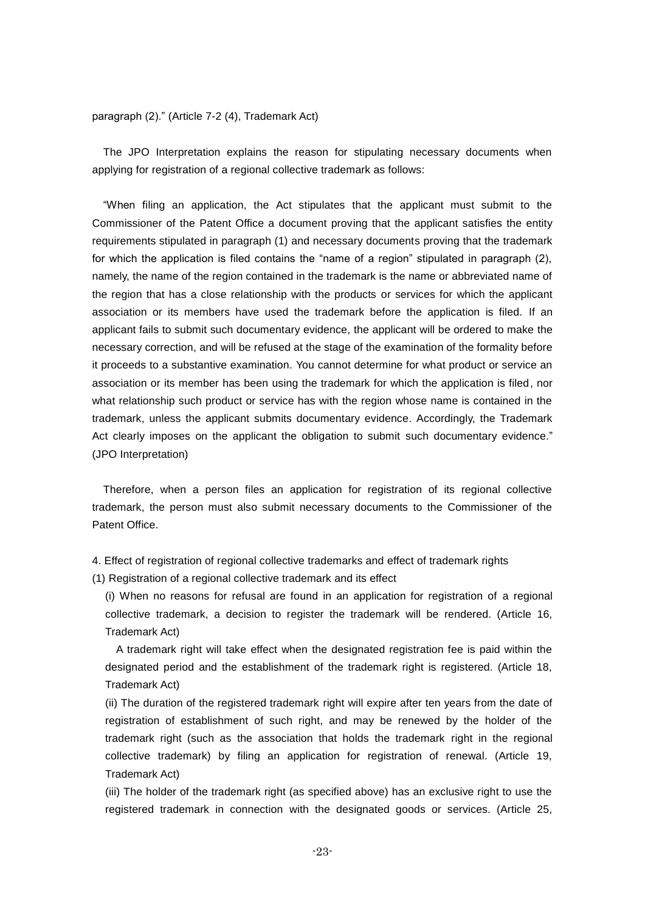paragraph (2)." (Article 7-2 (4), Trademark Act)

The JPO Interpretation explains the reason for stipulating necessary documents when applying for registration of a regional collective trademark as follows:

"When filing an application, the Act stipulates that the applicant must submit to the Commissioner of the Patent Office a document proving that the applicant satisfies the entity requirements stipulated in paragraph (1) and necessary documents proving that the trademark for which the application is filed contains the "name of a region" stipulated in paragraph (2), namely, the name of the region contained in the trademark is the name or abbreviated name of the region that has a close relationship with the products or services for which the applicant association or its members have used the trademark before the application is filed. If an applicant fails to submit such documentary evidence, the applicant will be ordered to make the necessary correction, and will be refused at the stage of the examination of the formality before it proceeds to a substantive examination. You cannot determine for what product or service an association or its member has been using the trademark for which the application is filed, nor what relationship such product or service has with the region whose name is contained in the trademark, unless the applicant submits documentary evidence. Accordingly, the Trademark Act clearly imposes on the applicant the obligation to submit such documentary evidence." (JPO Interpretation)

Therefore, when a person files an application for registration of its regional collective trademark, the person must also submit necessary documents to the Commissioner of the Patent Office.

4. Effect of registration of regional collective trademarks and effect of trademark rights

(1) Registration of a regional collective trademark and its effect

(i) When no reasons for refusal are found in an application for registration of a regional collective trademark, a decision to register the trademark will be rendered. (Article 16, Trademark Act)

A trademark right will take effect when the designated registration fee is paid within the designated period and the establishment of the trademark right is registered. (Article 18, Trademark Act)

(ii) The duration of the registered trademark right will expire after ten years from the date of registration of establishment of such right, and may be renewed by the holder of the trademark right (such as the association that holds the trademark right in the regional collective trademark) by filing an application for registration of renewal. (Article 19, Trademark Act)

(iii) The holder of the trademark right (as specified above) has an exclusive right to use the registered trademark in connection with the designated goods or services. (Article 25,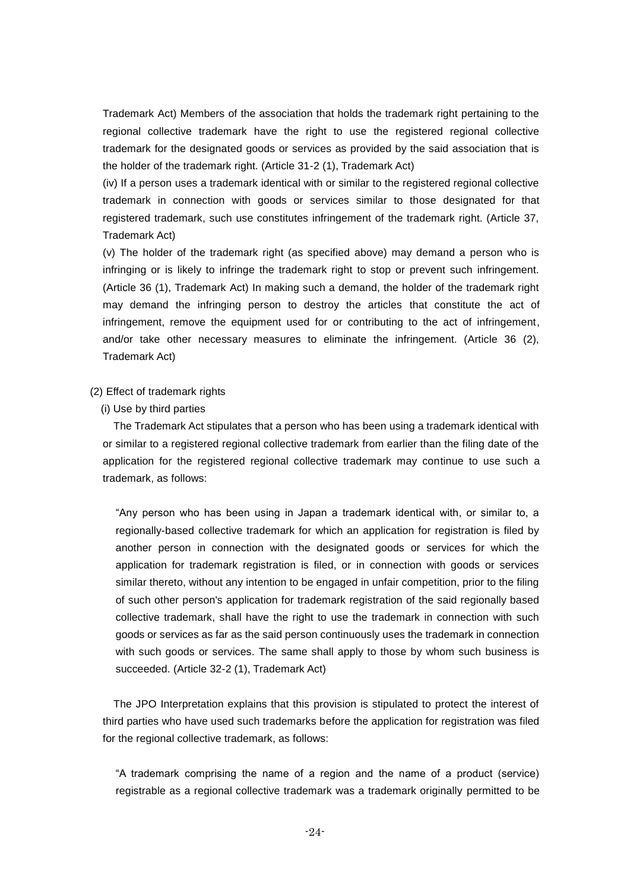Trademark Act) Members of the association that holds the trademark right pertaining to the regional collective trademark have the right to use the registered regional collective trademark for the designated goods or services as provided by the said association that is the holder of the trademark right. (Article 31-2 (1), Trademark Act)

(iv) If a person uses a trademark identical with or similar to the registered regional collective trademark in connection with goods or services similar to those designated for that registered trademark, such use constitutes infringement of the trademark right. (Article 37, Trademark Act)

(v) The holder of the trademark right (as specified above) may demand a person who is infringing or is likely to infringe the trademark right to stop or prevent such infringement. (Article 36 (1), Trademark Act) In making such a demand, the holder of the trademark right may demand the infringing person to destroy the articles that constitute the act of infringement, remove the equipment used for or contributing to the act of infringement, and/or take other necessary measures to eliminate the infringement. (Article 36 (2), Trademark Act)

(2) Effect of trademark rights

(i) Use by third parties

The Trademark Act stipulates that a person who has been using a trademark identical with or similar to a registered regional collective trademark from earlier than the filing date of the application for the registered regional collective trademark may continue to use such a trademark, as follows:

> "Any person who has been using in Japan a trademark identical with, or similar to, a regionally-based collective trademark for which an application for registration is filed by another person in connection with the designated goods or services for which the application for trademark registration is filed, or in connection with goods or services similar thereto, without any intention to be engaged in unfair competition, prior to the filing of such other person's application for trademark registration of the said regionally based collective trademark, shall have the right to use the trademark in connection with such goods or services as far as the said person continuously uses the trademark in connection with such goods or services. The same shall apply to those by whom such business is succeeded. (Article 32-2 (1), Trademark Act)

The JPO Interpretation explains that this provision is stipulated to protect the interest of third parties who have used such trademarks before the application for registration was filed for the regional collective trademark, as follows:

> "A trademark comprising the name of a region and the name of a product (service) registrable as a regional collective trademark was a trademark originally permitted to be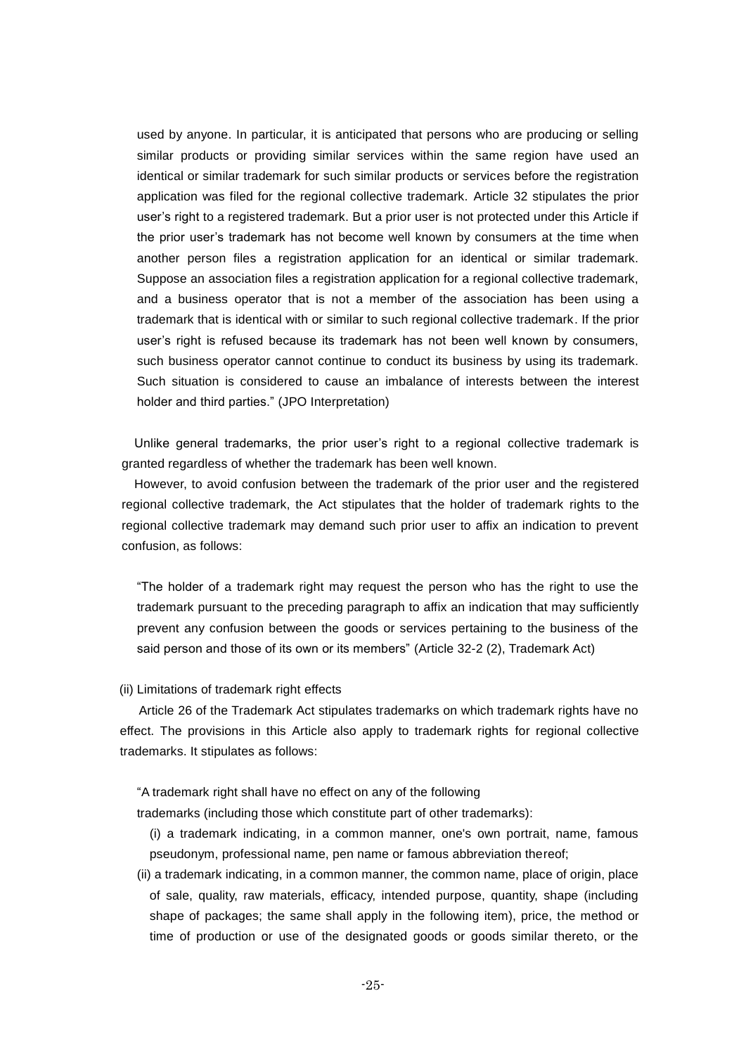used by anyone. In particular, it is anticipated that persons who are producing or selling similar products or providing similar services within the same region have used an identical or similar trademark for such similar products or services before the registration application was filed for the regional collective trademark. Article 32 stipulates the prior user's right to a registered trademark. But a prior user is not protected under this Article if the prior user's trademark has not become well known by consumers at the time when another person files a registration application for an identical or similar trademark. Suppose an association files a registration application for a regional collective trademark, and a business operator that is not a member of the association has been using a trademark that is identical with or similar to such regional collective trademark. If the prior user's right is refused because its trademark has not been well known by consumers, such business operator cannot continue to conduct its business by using its trademark. Such situation is considered to cause an imbalance of interests between the interest holder and third parties." (JPO Interpretation)

Unlike general trademarks, the prior user's right to a regional collective trademark is granted regardless of whether the trademark has been well known.

However, to avoid confusion between the trademark of the prior user and the registered regional collective trademark, the Act stipulates that the holder of trademark rights to the regional collective trademark may demand such prior user to affix an indication to prevent confusion, as follows:

"The holder of a trademark right may request the person who has the right to use the trademark pursuant to the preceding paragraph to affix an indication that may sufficiently prevent any confusion between the goods or services pertaining to the business of the said person and those of its own or its members" (Article 32-2 (2), Trademark Act)

(ii) Limitations of trademark right effects

Article 26 of the Trademark Act stipulates trademarks on which trademark rights have no effect. The provisions in this Article also apply to trademark rights for regional collective trademarks. It stipulates as follows:

"A trademark right shall have no effect on any of the following trademarks (including those which constitute part of other trademarks):

(i) a trademark indicating, in a common manner, one's own portrait, name, famous pseudonym, professional name, pen name or famous abbreviation thereof;

(ii) a trademark indicating, in a common manner, the common name, place of origin, place of sale, quality, raw materials, efficacy, intended purpose, quantity, shape (including shape of packages; the same shall apply in the following item), price, the method or time of production or use of the designated goods or goods similar thereto, or the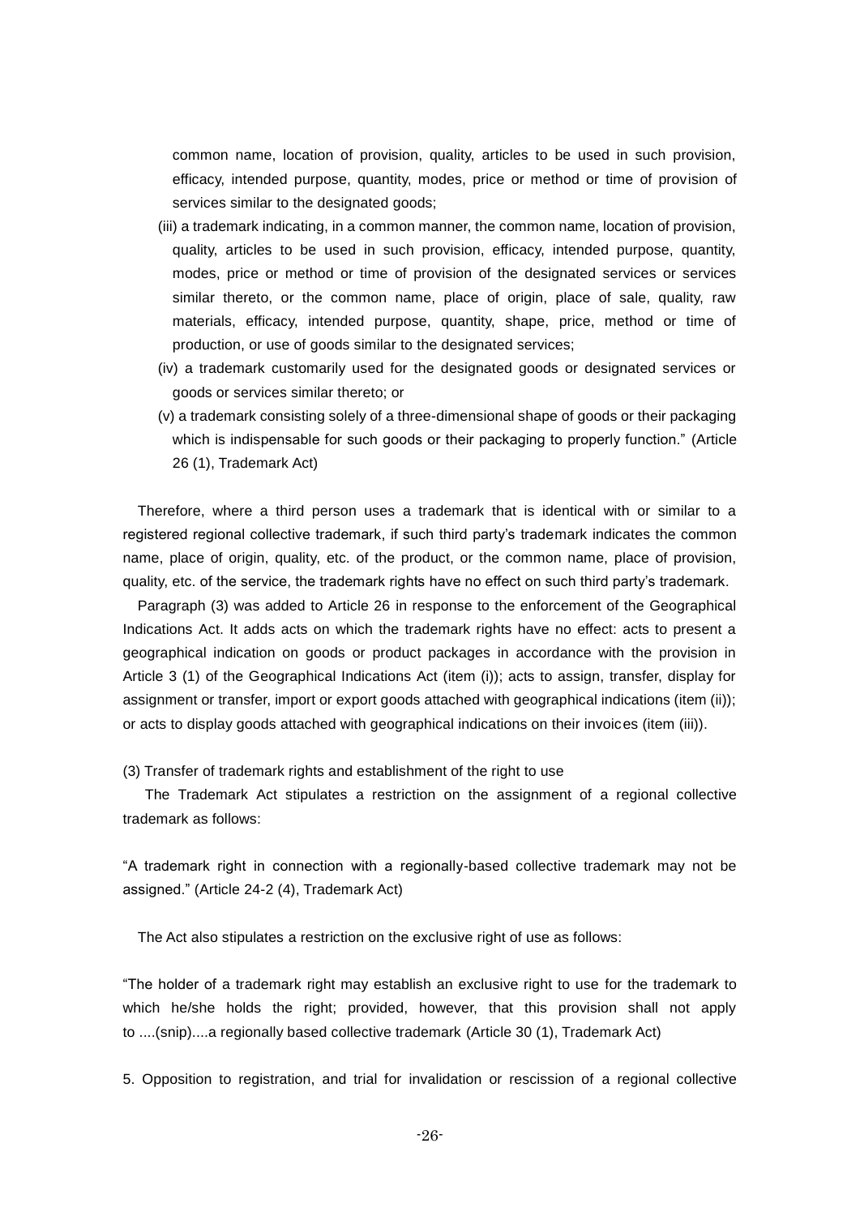common name, location of provision, quality, articles to be used in such provision, efficacy, intended purpose, quantity, modes, price or method or time of provision of services similar to the designated goods;

(iii) a trademark indicating, in a common manner, the common name, location of provision, quality, articles to be used in such provision, efficacy, intended purpose, quantity, modes, price or method or time of provision of the designated services or services similar thereto, or the common name, place of origin, place of sale, quality, raw materials, efficacy, intended purpose, quantity, shape, price, method or time of production, or use of goods similar to the designated services;

(iv) a trademark customarily used for the designated goods or designated services or goods or services similar thereto; or

(v) a trademark consisting solely of a three-dimensional shape of goods or their packaging which is indispensable for such goods or their packaging to properly function." (Article 26 (1), Trademark Act)

Therefore, where a third person uses a trademark that is identical with or similar to a registered regional collective trademark, if such third party's trademark indicates the common name, place of origin, quality, etc. of the product, or the common name, place of provision, quality, etc. of the service, the trademark rights have no effect on such third party's trademark.

Paragraph (3) was added to Article 26 in response to the enforcement of the Geographical Indications Act. It adds acts on which the trademark rights have no effect: acts to present a geographical indication on goods or product packages in accordance with the provision in Article 3 (1) of the Geographical Indications Act (item (i)); acts to assign, transfer, display for assignment or transfer, import or export goods attached with geographical indications (item (ii)); or acts to display goods attached with geographical indications on their invoices (item (iii)).

(3) Transfer of trademark rights and establishment of the right to use

The Trademark Act stipulates a restriction on the assignment of a regional collective trademark as follows:

"A trademark right in connection with a regionally-based collective trademark may not be assigned." (Article 24-2 (4), Trademark Act)

The Act also stipulates a restriction on the exclusive right of use as follows:

"The holder of a trademark right may establish an exclusive right to use for the trademark to which he/she holds the right; provided, however, that this provision shall not apply to ....(snip)....a regionally based collective trademark (Article 30 (1), Trademark Act)

5. Opposition to registration, and trial for invalidation or rescission of a regional collective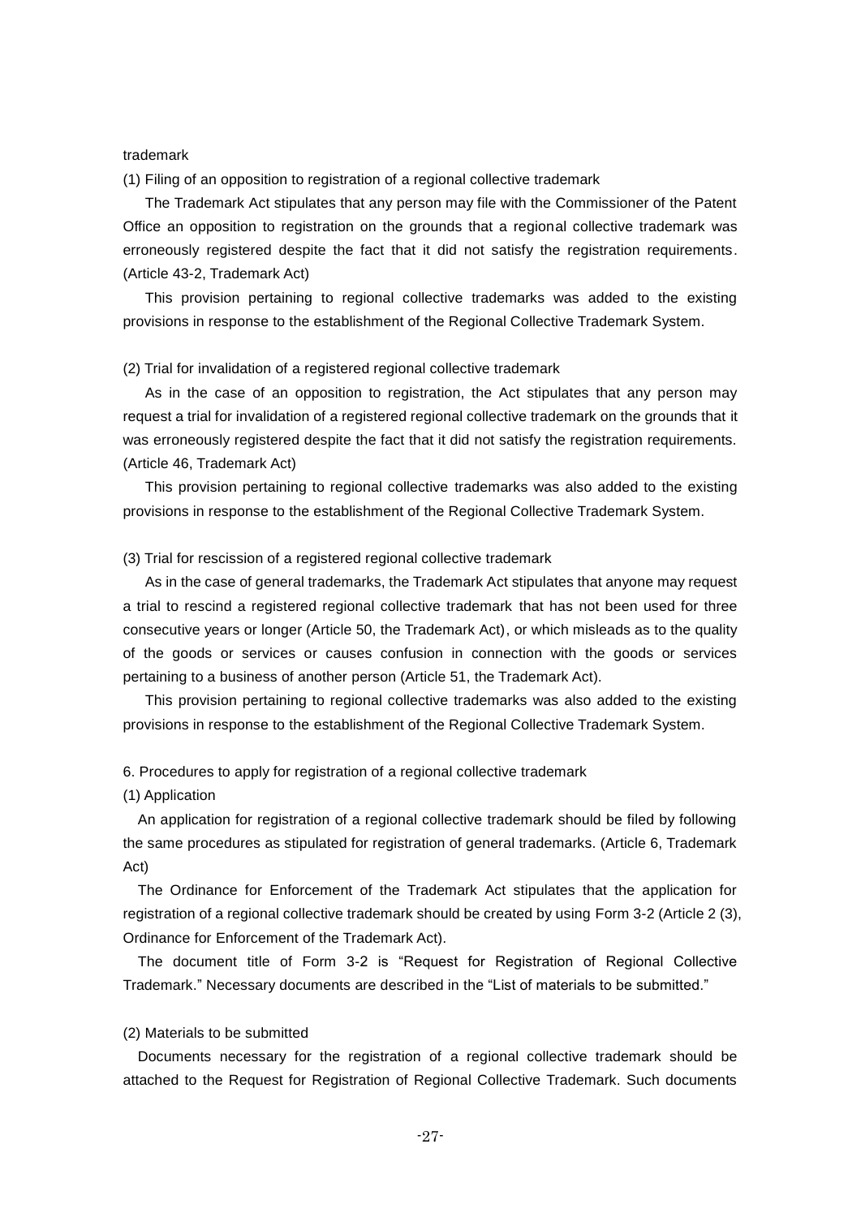trademark

(1) Filing of an opposition to registration of a regional collective trademark

The Trademark Act stipulates that any person may file with the Commissioner of the Patent Office an opposition to registration on the grounds that a regional collective trademark was erroneously registered despite the fact that it did not satisfy the registration requirements. (Article 43-2, Trademark Act)

This provision pertaining to regional collective trademarks was added to the existing provisions in response to the establishment of the Regional Collective Trademark System.

(2) Trial for invalidation of a registered regional collective trademark

As in the case of an opposition to registration, the Act stipulates that any person may request a trial for invalidation of a registered regional collective trademark on the grounds that it was erroneously registered despite the fact that it did not satisfy the registration requirements. (Article 46, Trademark Act)

This provision pertaining to regional collective trademarks was also added to the existing provisions in response to the establishment of the Regional Collective Trademark System.

(3) Trial for rescission of a registered regional collective trademark

As in the case of general trademarks, the Trademark Act stipulates that anyone may request a trial to rescind a registered regional collective trademark that has not been used for three consecutive years or longer (Article 50, the Trademark Act), or which misleads as to the quality of the goods or services or causes confusion in connection with the goods or services pertaining to a business of another person (Article 51, the Trademark Act).

This provision pertaining to regional collective trademarks was also added to the existing provisions in response to the establishment of the Regional Collective Trademark System.

## 6. Procedures to apply for registration of a regional collective trademark

(1) Application

An application for registration of a regional collective trademark should be filed by following the same procedures as stipulated for registration of general trademarks. (Article 6, Trademark Act)

The Ordinance for Enforcement of the Trademark Act stipulates that the application for registration of a regional collective trademark should be created by using Form 3-2 (Article 2 (3), Ordinance for Enforcement of the Trademark Act).

The document title of Form 3-2 is "Request for Registration of Regional Collective Trademark." Necessary documents are described in the "List of materials to be submitted."

(2) Materials to be submitted

Documents necessary for the registration of a regional collective trademark should be attached to the Request for Registration of Regional Collective Trademark. Such documents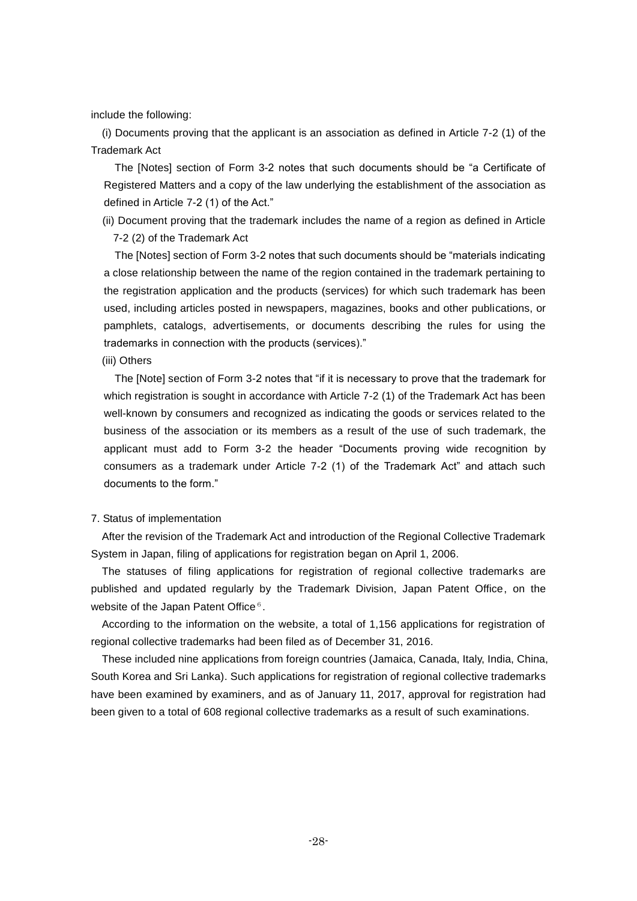include the following:

(i) Documents proving that the applicant is an association as defined in Article 7-2 (1) of the Trademark Act

The [Notes] section of Form 3-2 notes that such documents should be "a Certificate of Registered Matters and a copy of the law underlying the establishment of the association as defined in Article 7-2 (1) of the Act."

(ii) Document proving that the trademark includes the name of a region as defined in Article 7-2 (2) of the Trademark Act

The [Notes] section of Form 3-2 notes that such documents should be "materials indicating a close relationship between the name of the region contained in the trademark pertaining to the registration application and the products (services) for which such trademark has been used, including articles posted in newspapers, magazines, books and other publications, or pamphlets, catalogs, advertisements, or documents describing the rules for using the trademarks in connection with the products (services)."

(iii) Others

The [Note] section of Form 3-2 notes that "if it is necessary to prove that the trademark for which registration is sought in accordance with Article 7-2 (1) of the Trademark Act has been well-known by consumers and recognized as indicating the goods or services related to the business of the association or its members as a result of the use of such trademark, the applicant must add to Form 3-2 the header "Documents proving wide recognition by consumers as a trademark under Article 7-2 (1) of the Trademark Act" and attach such documents to the form."

## 7. Status of implementation

After the revision of the Trademark Act and introduction of the Regional Collective Trademark System in Japan, filing of applications for registration began on April 1, 2006.

The statuses of filing applications for registration of regional collective trademarks are published and updated regularly by the Trademark Division, Japan Patent Office, on the website of the Japan Patent Office[6].

According to the information on the website, a total of 1,156 applications for registration of regional collective trademarks had been filed as of December 31, 2016.

These included nine applications from foreign countries (Jamaica, Canada, Italy, India, China, South Korea and Sri Lanka). Such applications for registration of regional collective trademarks have been examined by examiners, and as of January 11, 2017, approval for registration had been given to a total of 608 regional collective trademarks as a result of such examinations.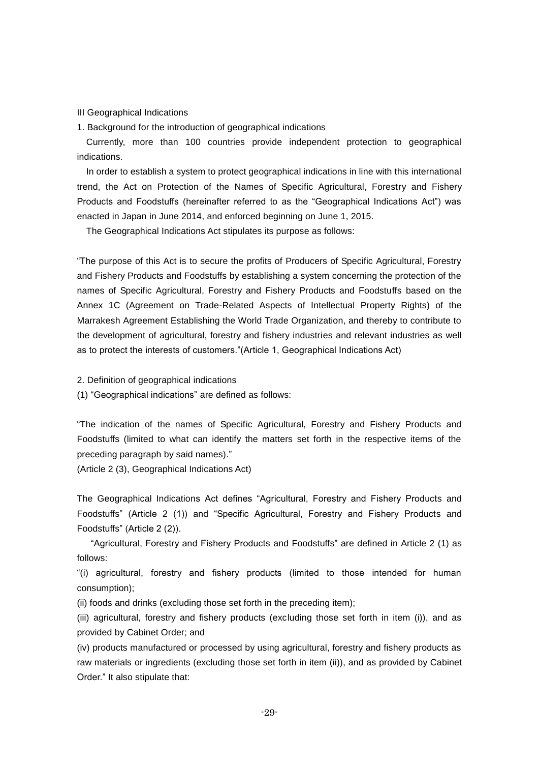## III Geographical Indications

### 1. Background for the introduction of geographical indications

Currently, more than 100 countries provide independent protection to geographical indications.

In order to establish a system to protect geographical indications in line with this international trend, the Act on Protection of the Names of Specific Agricultural, Forestry and Fishery Products and Foodstuffs (hereinafter referred to as the "Geographical Indications Act") was enacted in Japan in June 2014, and enforced beginning on June 1, 2015.

The Geographical Indications Act stipulates its purpose as follows:

"The purpose of this Act is to secure the profits of Producers of Specific Agricultural, Forestry and Fishery Products and Foodstuffs by establishing a system concerning the protection of the names of Specific Agricultural, Forestry and Fishery Products and Foodstuffs based on the Annex 1C (Agreement on Trade-Related Aspects of Intellectual Property Rights) of the Marrakesh Agreement Establishing the World Trade Organization, and thereby to contribute to the development of agricultural, forestry and fishery industries and relevant industries as well as to protect the interests of customers."(Article 1, Geographical Indications Act)

### 2. Definition of geographical indications

(1) "Geographical indications" are defined as follows:

"The indication of the names of Specific Agricultural, Forestry and Fishery Products and Foodstuffs (limited to what can identify the matters set forth in the respective items of the preceding paragraph by said names)."
(Article 2 (3), Geographical Indications Act)

The Geographical Indications Act defines "Agricultural, Forestry and Fishery Products and Foodstuffs" (Article 2 (1)) and "Specific Agricultural, Forestry and Fishery Products and Foodstuffs" (Article 2 (2)).

"Agricultural, Forestry and Fishery Products and Foodstuffs" are defined in Article 2 (1) as follows:

"(i) agricultural, forestry and fishery products (limited to those intended for human consumption);

(ii) foods and drinks (excluding those set forth in the preceding item);

(iii) agricultural, forestry and fishery products (excluding those set forth in item (i)), and as provided by Cabinet Order; and

(iv) products manufactured or processed by using agricultural, forestry and fishery products as raw materials or ingredients (excluding those set forth in item (ii)), and as provided by Cabinet Order." It also stipulate that: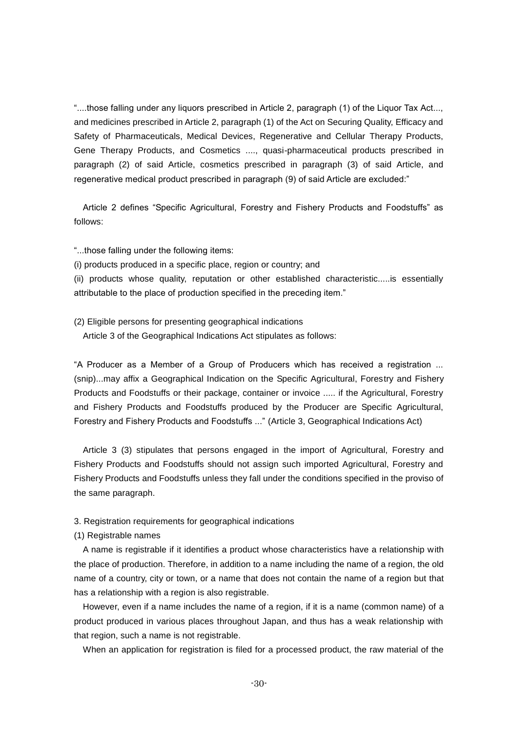"....those falling under any liquors prescribed in Article 2, paragraph (1) of the Liquor Tax Act..., and medicines prescribed in Article 2, paragraph (1) of the Act on Securing Quality, Efficacy and Safety of Pharmaceuticals, Medical Devices, Regenerative and Cellular Therapy Products, Gene Therapy Products, and Cosmetics ...., quasi-pharmaceutical products prescribed in paragraph (2) of said Article, cosmetics prescribed in paragraph (3) of said Article, and regenerative medical product prescribed in paragraph (9) of said Article are excluded:"

Article 2 defines "Specific Agricultural, Forestry and Fishery Products and Foodstuffs" as follows:

"...those falling under the following items:
(i) products produced in a specific place, region or country; and
(ii) products whose quality, reputation or other established characteristic.....is essentially attributable to the place of production specified in the preceding item."

(2) Eligible persons for presenting geographical indications

Article 3 of the Geographical Indications Act stipulates as follows:

"A Producer as a Member of a Group of Producers which has received a registration ...(snip)...may affix a Geographical Indication on the Specific Agricultural, Forestry and Fishery Products and Foodstuffs or their package, container or invoice ..... if the Agricultural, Forestry and Fishery Products and Foodstuffs produced by the Producer are Specific Agricultural, Forestry and Fishery Products and Foodstuffs ..." (Article 3, Geographical Indications Act)

Article 3 (3) stipulates that persons engaged in the import of Agricultural, Forestry and Fishery Products and Foodstuffs should not assign such imported Agricultural, Forestry and Fishery Products and Foodstuffs unless they fall under the conditions specified in the proviso of the same paragraph.

3. Registration requirements for geographical indications

(1) Registrable names

A name is registrable if it identifies a product whose characteristics have a relationship with the place of production. Therefore, in addition to a name including the name of a region, the old name of a country, city or town, or a name that does not contain the name of a region but that has a relationship with a region is also registrable.

However, even if a name includes the name of a region, if it is a name (common name) of a product produced in various places throughout Japan, and thus has a weak relationship with that region, such a name is not registrable.

When an application for registration is filed for a processed product, the raw material of the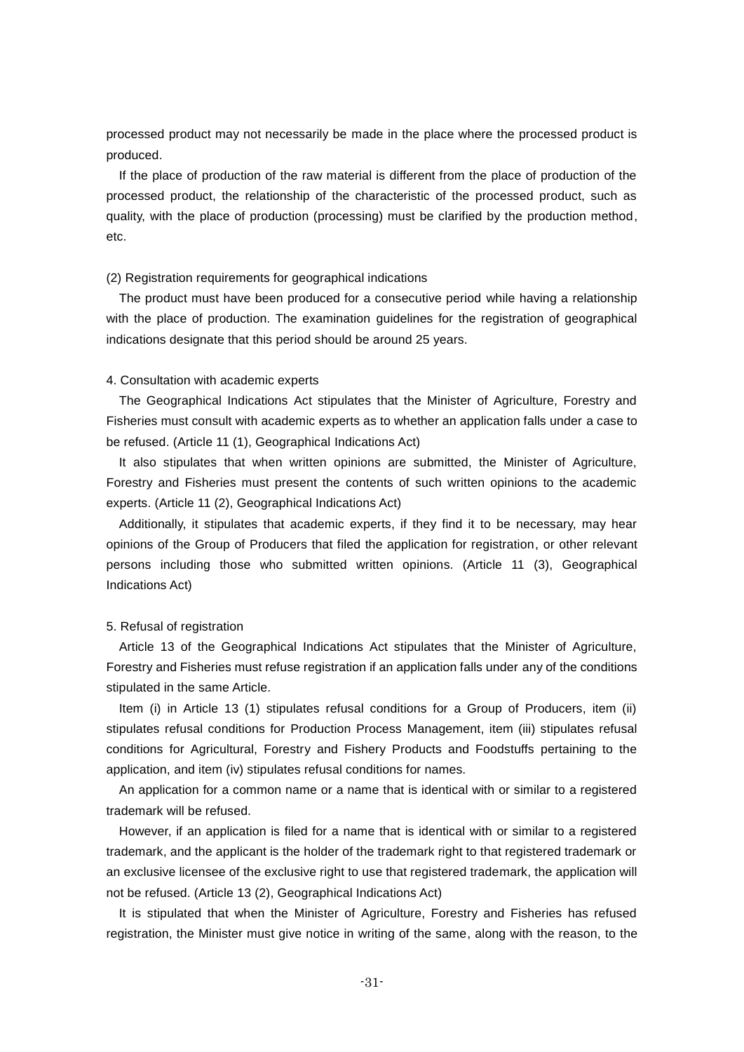processed product may not necessarily be made in the place where the processed product is produced.

If the place of production of the raw material is different from the place of production of the processed product, the relationship of the characteristic of the processed product, such as quality, with the place of production (processing) must be clarified by the production method, etc.

(2) Registration requirements for geographical indications

The product must have been produced for a consecutive period while having a relationship with the place of production. The examination guidelines for the registration of geographical indications designate that this period should be around 25 years.

4. Consultation with academic experts

The Geographical Indications Act stipulates that the Minister of Agriculture, Forestry and Fisheries must consult with academic experts as to whether an application falls under a case to be refused. (Article 11 (1), Geographical Indications Act)

It also stipulates that when written opinions are submitted, the Minister of Agriculture, Forestry and Fisheries must present the contents of such written opinions to the academic experts. (Article 11 (2), Geographical Indications Act)

Additionally, it stipulates that academic experts, if they find it to be necessary, may hear opinions of the Group of Producers that filed the application for registration, or other relevant persons including those who submitted written opinions. (Article 11 (3), Geographical Indications Act)

5. Refusal of registration

Article 13 of the Geographical Indications Act stipulates that the Minister of Agriculture, Forestry and Fisheries must refuse registration if an application falls under any of the conditions stipulated in the same Article.

Item (i) in Article 13 (1) stipulates refusal conditions for a Group of Producers, item (ii) stipulates refusal conditions for Production Process Management, item (iii) stipulates refusal conditions for Agricultural, Forestry and Fishery Products and Foodstuffs pertaining to the application, and item (iv) stipulates refusal conditions for names.

An application for a common name or a name that is identical with or similar to a registered trademark will be refused.

However, if an application is filed for a name that is identical with or similar to a registered trademark, and the applicant is the holder of the trademark right to that registered trademark or an exclusive licensee of the exclusive right to use that registered trademark, the application will not be refused. (Article 13 (2), Geographical Indications Act)

It is stipulated that when the Minister of Agriculture, Forestry and Fisheries has refused registration, the Minister must give notice in writing of the same, along with the reason, to the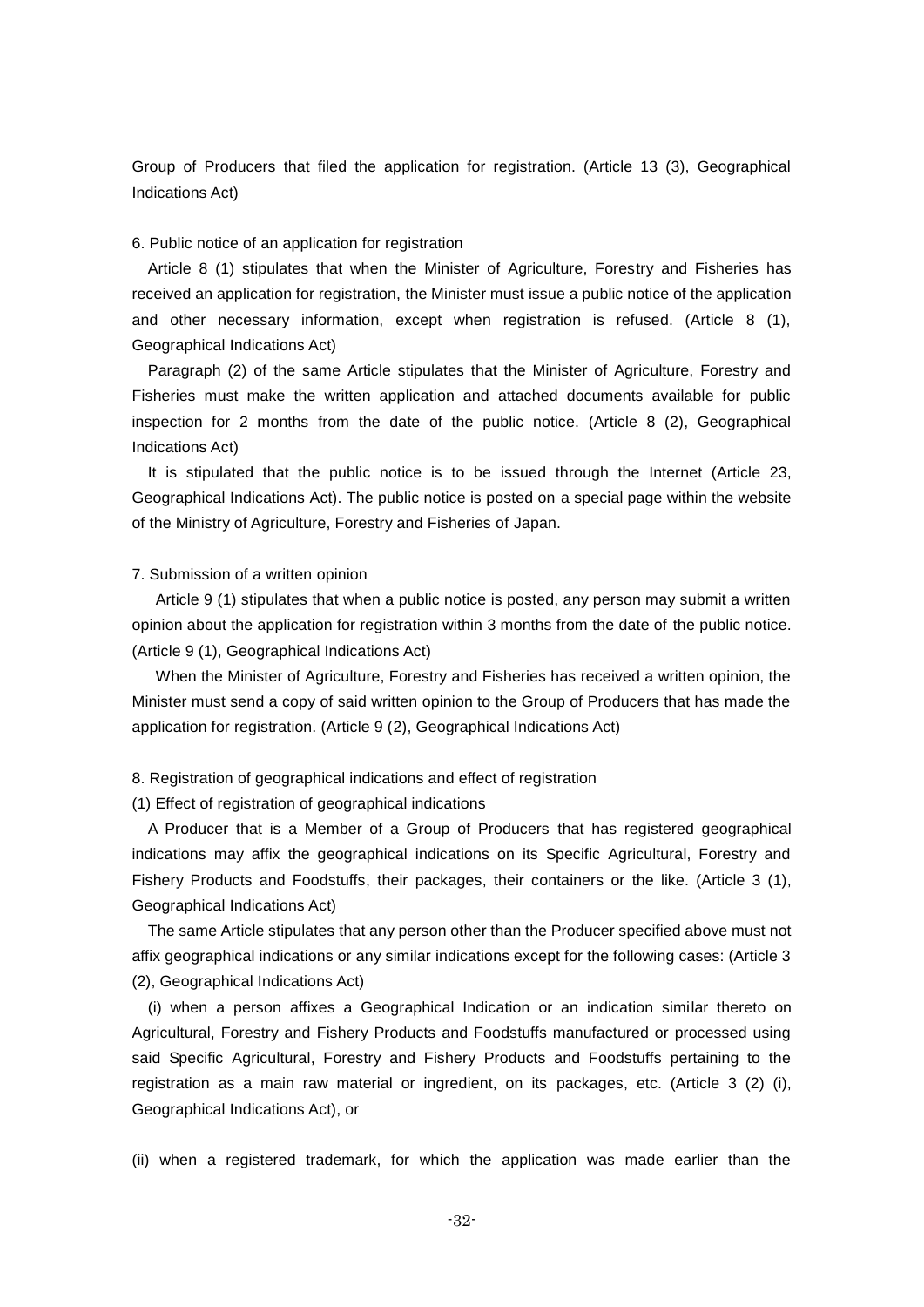Group of Producers that filed the application for registration. (Article 13 (3), Geographical Indications Act)

6. Public notice of an application for registration

Article 8 (1) stipulates that when the Minister of Agriculture, Forestry and Fisheries has received an application for registration, the Minister must issue a public notice of the application and other necessary information, except when registration is refused. (Article 8 (1), Geographical Indications Act)

Paragraph (2) of the same Article stipulates that the Minister of Agriculture, Forestry and Fisheries must make the written application and attached documents available for public inspection for 2 months from the date of the public notice. (Article 8 (2), Geographical Indications Act)

It is stipulated that the public notice is to be issued through the Internet (Article 23, Geographical Indications Act). The public notice is posted on a special page within the website of the Ministry of Agriculture, Forestry and Fisheries of Japan.

7. Submission of a written opinion

Article 9 (1) stipulates that when a public notice is posted, any person may submit a written opinion about the application for registration within 3 months from the date of the public notice. (Article 9 (1), Geographical Indications Act)

When the Minister of Agriculture, Forestry and Fisheries has received a written opinion, the Minister must send a copy of said written opinion to the Group of Producers that has made the application for registration. (Article 9 (2), Geographical Indications Act)

8. Registration of geographical indications and effect of registration

(1) Effect of registration of geographical indications

A Producer that is a Member of a Group of Producers that has registered geographical indications may affix the geographical indications on its Specific Agricultural, Forestry and Fishery Products and Foodstuffs, their packages, their containers or the like. (Article 3 (1), Geographical Indications Act)

The same Article stipulates that any person other than the Producer specified above must not affix geographical indications or any similar indications except for the following cases: (Article 3 (2), Geographical Indications Act)

(i) when a person affixes a Geographical Indication or an indication similar thereto on Agricultural, Forestry and Fishery Products and Foodstuffs manufactured or processed using said Specific Agricultural, Forestry and Fishery Products and Foodstuffs pertaining to the registration as a main raw material or ingredient, on its packages, etc. (Article 3 (2) (i), Geographical Indications Act), or

(ii) when a registered trademark, for which the application was made earlier than the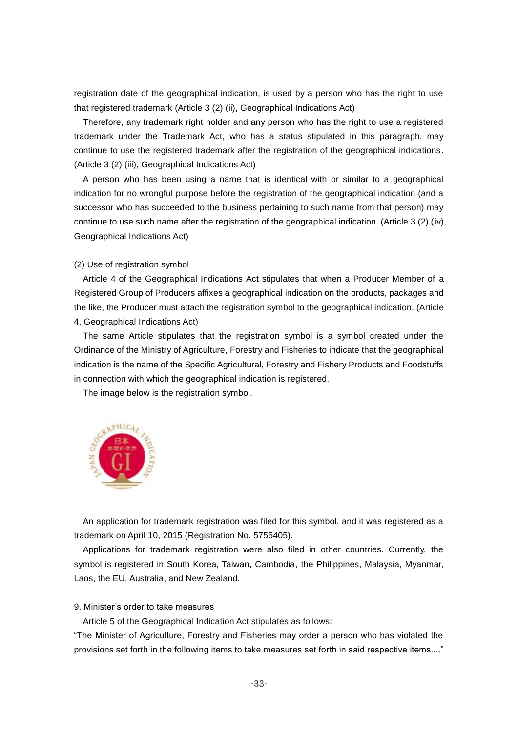registration date of the geographical indication, is used by a person who has the right to use that registered trademark (Article 3 (2) (ii), Geographical Indications Act)

Therefore, any trademark right holder and any person who has the right to use a registered trademark under the Trademark Act, who has a status stipulated in this paragraph, may continue to use the registered trademark after the registration of the geographical indications. (Article 3 (2) (iii), Geographical Indications Act)

A person who has been using a name that is identical with or similar to a geographical indication for no wrongful purpose before the registration of the geographical indication (and a successor who has succeeded to the business pertaining to such name from that person) may continue to use such name after the registration of the geographical indication. (Article 3 (2) (iv), Geographical Indications Act)

(2) Use of registration symbol

Article 4 of the Geographical Indications Act stipulates that when a Producer Member of a Registered Group of Producers affixes a geographical indication on the products, packages and the like, the Producer must attach the registration symbol to the geographical indication. (Article 4, Geographical Indications Act)

The same Article stipulates that the registration symbol is a symbol created under the Ordinance of the Ministry of Agriculture, Forestry and Fisheries to indicate that the geographical indication is the name of the Specific Agricultural, Forestry and Fishery Products and Foodstuffs in connection with which the geographical indication is registered.

The image below is the registration symbol.

An application for trademark registration was filed for this symbol, and it was registered as a trademark on April 10, 2015 (Registration No. 5756405).

Applications for trademark registration were also filed in other countries. Currently, the symbol is registered in South Korea, Taiwan, Cambodia, the Philippines, Malaysia, Myanmar, Laos, the EU, Australia, and New Zealand.

9. Minister's order to take measures

Article 5 of the Geographical Indication Act stipulates as follows:

"The Minister of Agriculture, Forestry and Fisheries may order a person who has violated the provisions set forth in the following items to take measures set forth in said respective items...."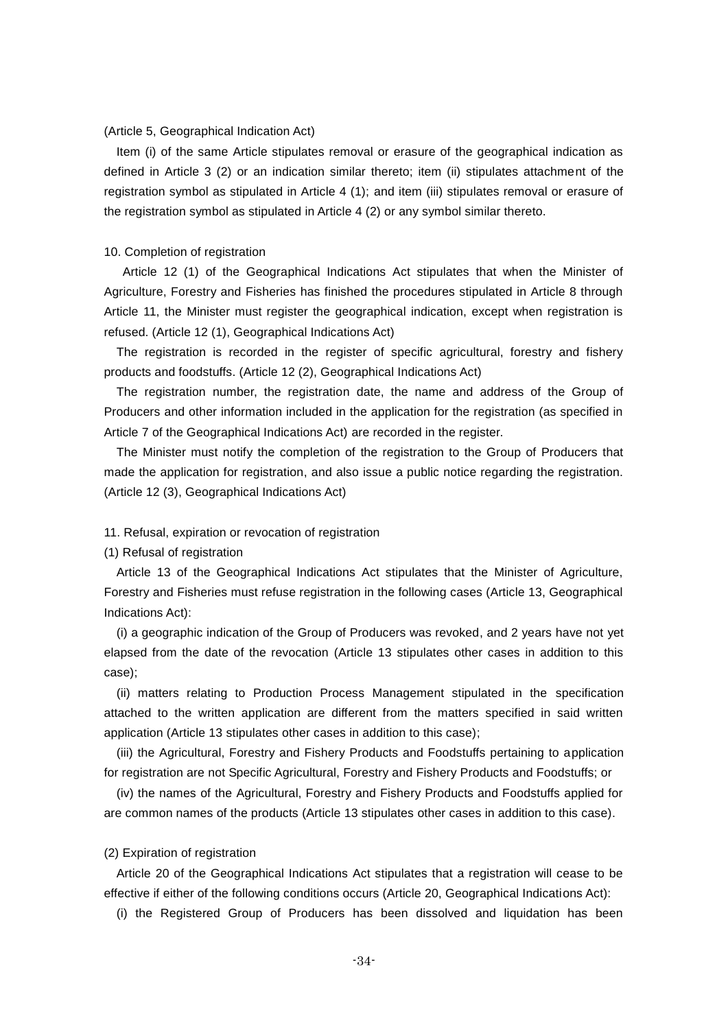(Article 5, Geographical Indication Act)

Item (i) of the same Article stipulates removal or erasure of the geographical indication as defined in Article 3 (2) or an indication similar thereto; item (ii) stipulates attachment of the registration symbol as stipulated in Article 4 (1); and item (iii) stipulates removal or erasure of the registration symbol as stipulated in Article 4 (2) or any symbol similar thereto.

## 10. Completion of registration

Article 12 (1) of the Geographical Indications Act stipulates that when the Minister of Agriculture, Forestry and Fisheries has finished the procedures stipulated in Article 8 through Article 11, the Minister must register the geographical indication, except when registration is refused. (Article 12 (1), Geographical Indications Act)

The registration is recorded in the register of specific agricultural, forestry and fishery products and foodstuffs. (Article 12 (2), Geographical Indications Act)

The registration number, the registration date, the name and address of the Group of Producers and other information included in the application for the registration (as specified in Article 7 of the Geographical Indications Act) are recorded in the register.

The Minister must notify the completion of the registration to the Group of Producers that made the application for registration, and also issue a public notice regarding the registration. (Article 12 (3), Geographical Indications Act)

## 11. Refusal, expiration or revocation of registration

### (1) Refusal of registration

Article 13 of the Geographical Indications Act stipulates that the Minister of Agriculture, Forestry and Fisheries must refuse registration in the following cases (Article 13, Geographical Indications Act):

(i) a geographic indication of the Group of Producers was revoked, and 2 years have not yet elapsed from the date of the revocation (Article 13 stipulates other cases in addition to this case);

(ii) matters relating to Production Process Management stipulated in the specification attached to the written application are different from the matters specified in said written application (Article 13 stipulates other cases in addition to this case);

(iii) the Agricultural, Forestry and Fishery Products and Foodstuffs pertaining to application for registration are not Specific Agricultural, Forestry and Fishery Products and Foodstuffs; or

(iv) the names of the Agricultural, Forestry and Fishery Products and Foodstuffs applied for are common names of the products (Article 13 stipulates other cases in addition to this case).

### (2) Expiration of registration

Article 20 of the Geographical Indications Act stipulates that a registration will cease to be effective if either of the following conditions occurs (Article 20, Geographical Indications Act):

(i) the Registered Group of Producers has been dissolved and liquidation has been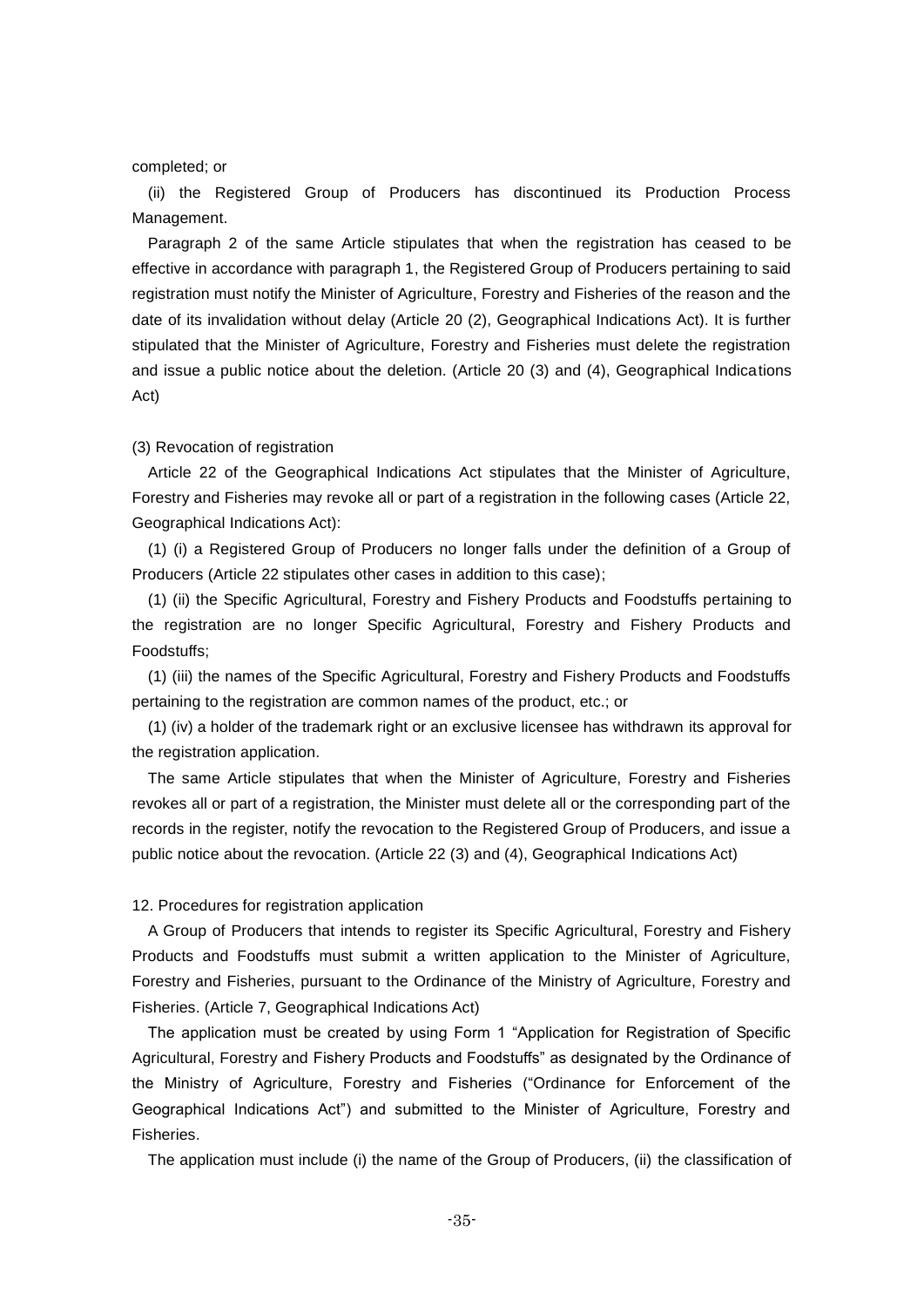completed; or

(ii) the Registered Group of Producers has discontinued its Production Process Management.

Paragraph 2 of the same Article stipulates that when the registration has ceased to be effective in accordance with paragraph 1, the Registered Group of Producers pertaining to said registration must notify the Minister of Agriculture, Forestry and Fisheries of the reason and the date of its invalidation without delay (Article 20 (2), Geographical Indications Act). It is further stipulated that the Minister of Agriculture, Forestry and Fisheries must delete the registration and issue a public notice about the deletion. (Article 20 (3) and (4), Geographical Indications Act)

(3) Revocation of registration

Article 22 of the Geographical Indications Act stipulates that the Minister of Agriculture, Forestry and Fisheries may revoke all or part of a registration in the following cases (Article 22, Geographical Indications Act):

(1) (i) a Registered Group of Producers no longer falls under the definition of a Group of Producers (Article 22 stipulates other cases in addition to this case);

(1) (ii) the Specific Agricultural, Forestry and Fishery Products and Foodstuffs pertaining to the registration are no longer Specific Agricultural, Forestry and Fishery Products and Foodstuffs;

(1) (iii) the names of the Specific Agricultural, Forestry and Fishery Products and Foodstuffs pertaining to the registration are common names of the product, etc.; or

(1) (iv) a holder of the trademark right or an exclusive licensee has withdrawn its approval for the registration application.

The same Article stipulates that when the Minister of Agriculture, Forestry and Fisheries revokes all or part of a registration, the Minister must delete all or the corresponding part of the records in the register, notify the revocation to the Registered Group of Producers, and issue a public notice about the revocation. (Article 22 (3) and (4), Geographical Indications Act)

12. Procedures for registration application

A Group of Producers that intends to register its Specific Agricultural, Forestry and Fishery Products and Foodstuffs must submit a written application to the Minister of Agriculture, Forestry and Fisheries, pursuant to the Ordinance of the Ministry of Agriculture, Forestry and Fisheries. (Article 7, Geographical Indications Act)

The application must be created by using Form 1 "Application for Registration of Specific Agricultural, Forestry and Fishery Products and Foodstuffs" as designated by the Ordinance of the Ministry of Agriculture, Forestry and Fisheries ("Ordinance for Enforcement of the Geographical Indications Act") and submitted to the Minister of Agriculture, Forestry and Fisheries.

The application must include (i) the name of the Group of Producers, (ii) the classification of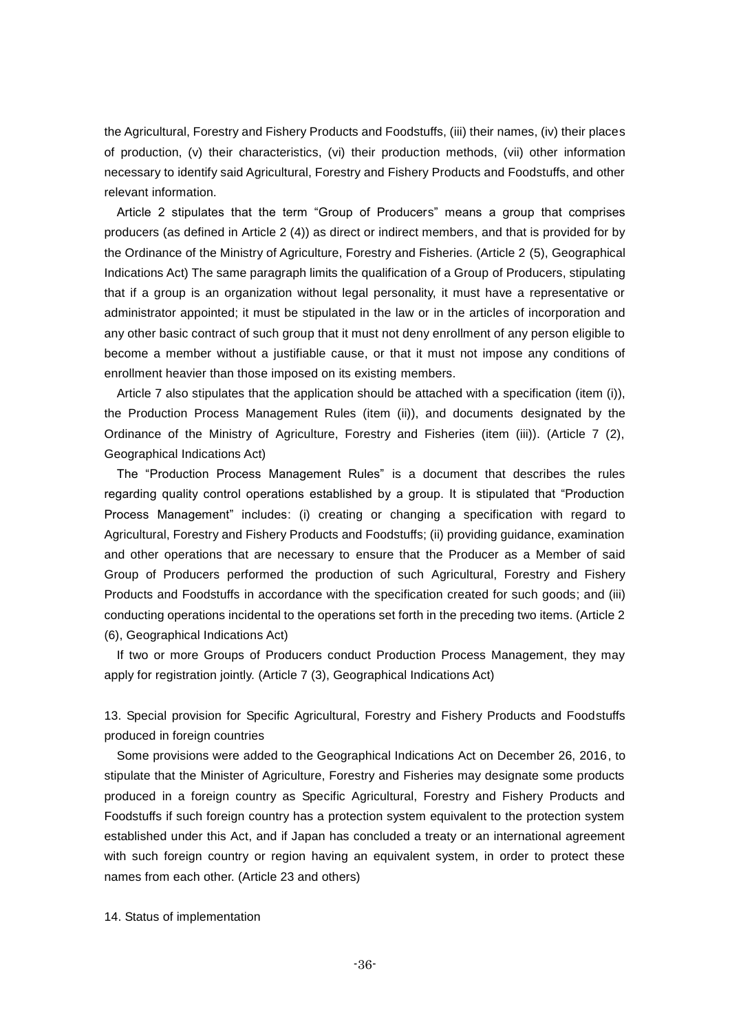the Agricultural, Forestry and Fishery Products and Foodstuffs, (iii) their names, (iv) their places of production, (v) their characteristics, (vi) their production methods, (vii) other information necessary to identify said Agricultural, Forestry and Fishery Products and Foodstuffs, and other relevant information.

Article 2 stipulates that the term "Group of Producers" means a group that comprises producers (as defined in Article 2 (4)) as direct or indirect members, and that is provided for by the Ordinance of the Ministry of Agriculture, Forestry and Fisheries. (Article 2 (5), Geographical Indications Act) The same paragraph limits the qualification of a Group of Producers, stipulating that if a group is an organization without legal personality, it must have a representative or administrator appointed; it must be stipulated in the law or in the articles of incorporation and any other basic contract of such group that it must not deny enrollment of any person eligible to become a member without a justifiable cause, or that it must not impose any conditions of enrollment heavier than those imposed on its existing members.

Article 7 also stipulates that the application should be attached with a specification (item (i)), the Production Process Management Rules (item (ii)), and documents designated by the Ordinance of the Ministry of Agriculture, Forestry and Fisheries (item (iii)). (Article 7 (2), Geographical Indications Act)

The "Production Process Management Rules" is a document that describes the rules regarding quality control operations established by a group. It is stipulated that "Production Process Management" includes: (i) creating or changing a specification with regard to Agricultural, Forestry and Fishery Products and Foodstuffs; (ii) providing guidance, examination and other operations that are necessary to ensure that the Producer as a Member of said Group of Producers performed the production of such Agricultural, Forestry and Fishery Products and Foodstuffs in accordance with the specification created for such goods; and (iii) conducting operations incidental to the operations set forth in the preceding two items. (Article 2 (6), Geographical Indications Act)

If two or more Groups of Producers conduct Production Process Management, they may apply for registration jointly. (Article 7 (3), Geographical Indications Act)

## 13. Special provision for Specific Agricultural, Forestry and Fishery Products and Foodstuffs produced in foreign countries

Some provisions were added to the Geographical Indications Act on December 26, 2016, to stipulate that the Minister of Agriculture, Forestry and Fisheries may designate some products produced in a foreign country as Specific Agricultural, Forestry and Fishery Products and Foodstuffs if such foreign country has a protection system equivalent to the protection system established under this Act, and if Japan has concluded a treaty or an international agreement with such foreign country or region having an equivalent system, in order to protect these names from each other. (Article 23 and others)

## 14. Status of implementation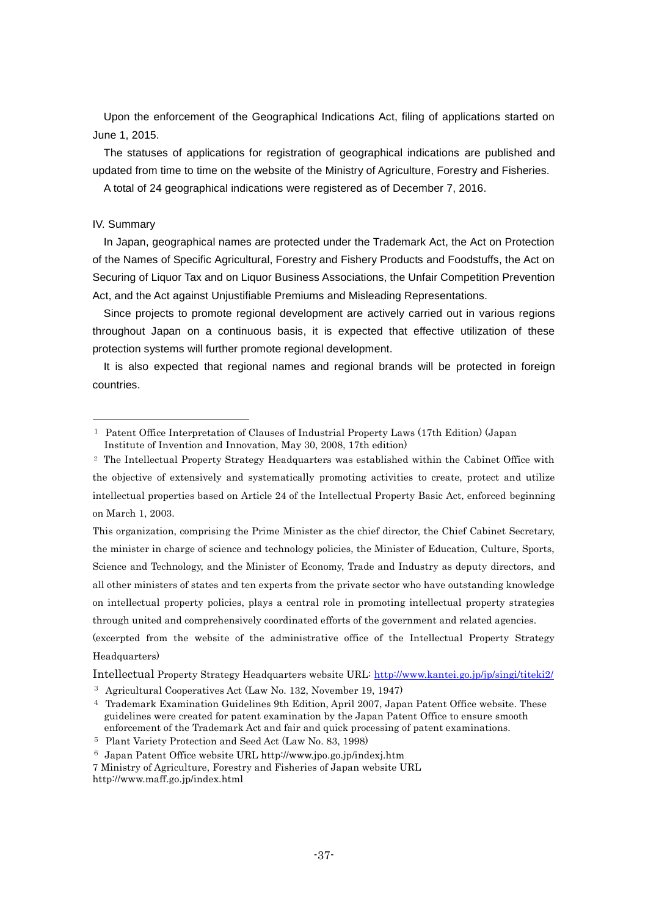Upon the enforcement of the Geographical Indications Act, filing of applications started on June 1, 2015.

The statuses of applications for registration of geographical indications are published and updated from time to time on the website of the Ministry of Agriculture, Forestry and Fisheries.

A total of 24 geographical indications were registered as of December 7, 2016.

## IV. Summary

In Japan, geographical names are protected under the Trademark Act, the Act on Protection of the Names of Specific Agricultural, Forestry and Fishery Products and Foodstuffs, the Act on Securing of Liquor Tax and on Liquor Business Associations, the Unfair Competition Prevention Act, and the Act against Unjustifiable Premiums and Misleading Representations.

Since projects to promote regional development are actively carried out in various regions throughout Japan on a continuous basis, it is expected that effective utilization of these protection systems will further promote regional development.

It is also expected that regional names and regional brands will be protected in foreign countries.

---

[1] Patent Office Interpretation of Clauses of Industrial Property Laws (17th Edition) (Japan Institute of Invention and Innovation, May 30, 2008, 17th edition)

[2] The Intellectual Property Strategy Headquarters was established within the Cabinet Office with the objective of extensively and systematically promoting activities to create, protect and utilize intellectual properties based on Article 24 of the Intellectual Property Basic Act, enforced beginning on March 1, 2003.

This organization, comprising the Prime Minister as the chief director, the Chief Cabinet Secretary, the minister in charge of science and technology policies, the Minister of Education, Culture, Sports, Science and Technology, and the Minister of Economy, Trade and Industry as deputy directors, and all other ministers of states and ten experts from the private sector who have outstanding knowledge on intellectual property policies, plays a central role in promoting intellectual property strategies through united and comprehensively coordinated efforts of the government and related agencies.

(excerpted from the website of the administrative office of the Intellectual Property Strategy Headquarters)

Intellectual Property Strategy Headquarters website URL: http://www.kantei.go.jp/jp/singi/titeki2/

[3] Agricultural Cooperatives Act (Law No. 132, November 19, 1947)

[4] Trademark Examination Guidelines 9th Edition, April 2007, Japan Patent Office website. These guidelines were created for patent examination by the Japan Patent Office to ensure smooth enforcement of the Trademark Act and fair and quick processing of patent examinations.

[5] Plant Variety Protection and Seed Act (Law No. 83, 1998)

[6] Japan Patent Office website URL http://www.jpo.go.jp/indexj.htm

7 Ministry of Agriculture, Forestry and Fisheries of Japan website URL http://www.maff.go.jp/index.html